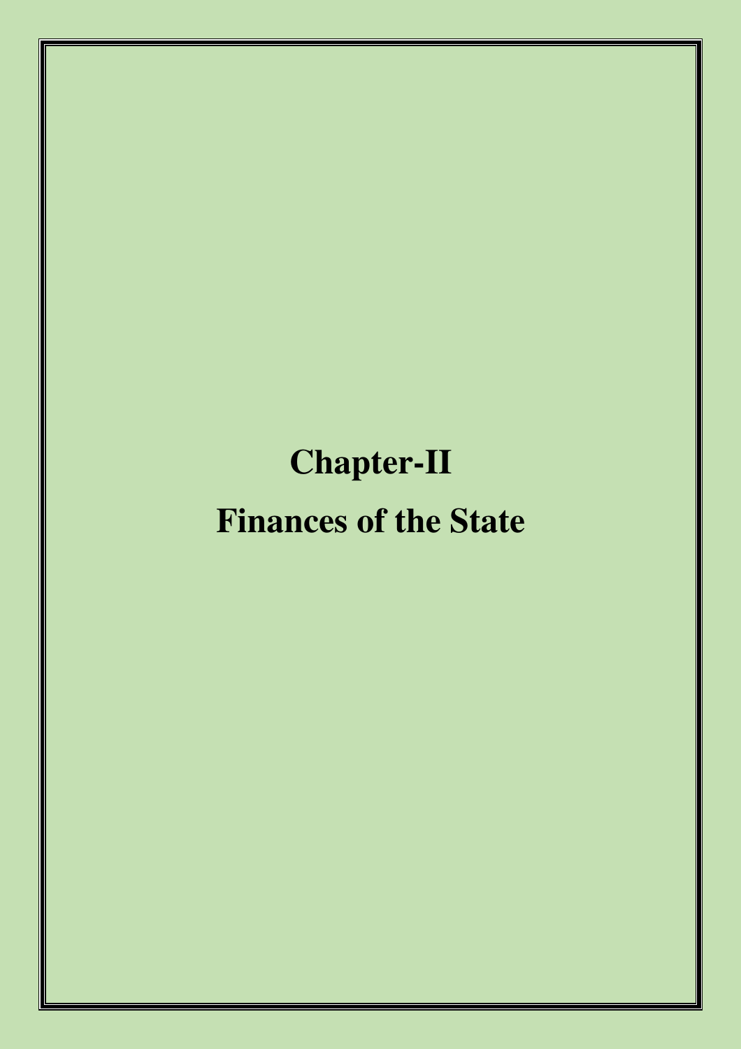# Chapter-II

# Finances of the State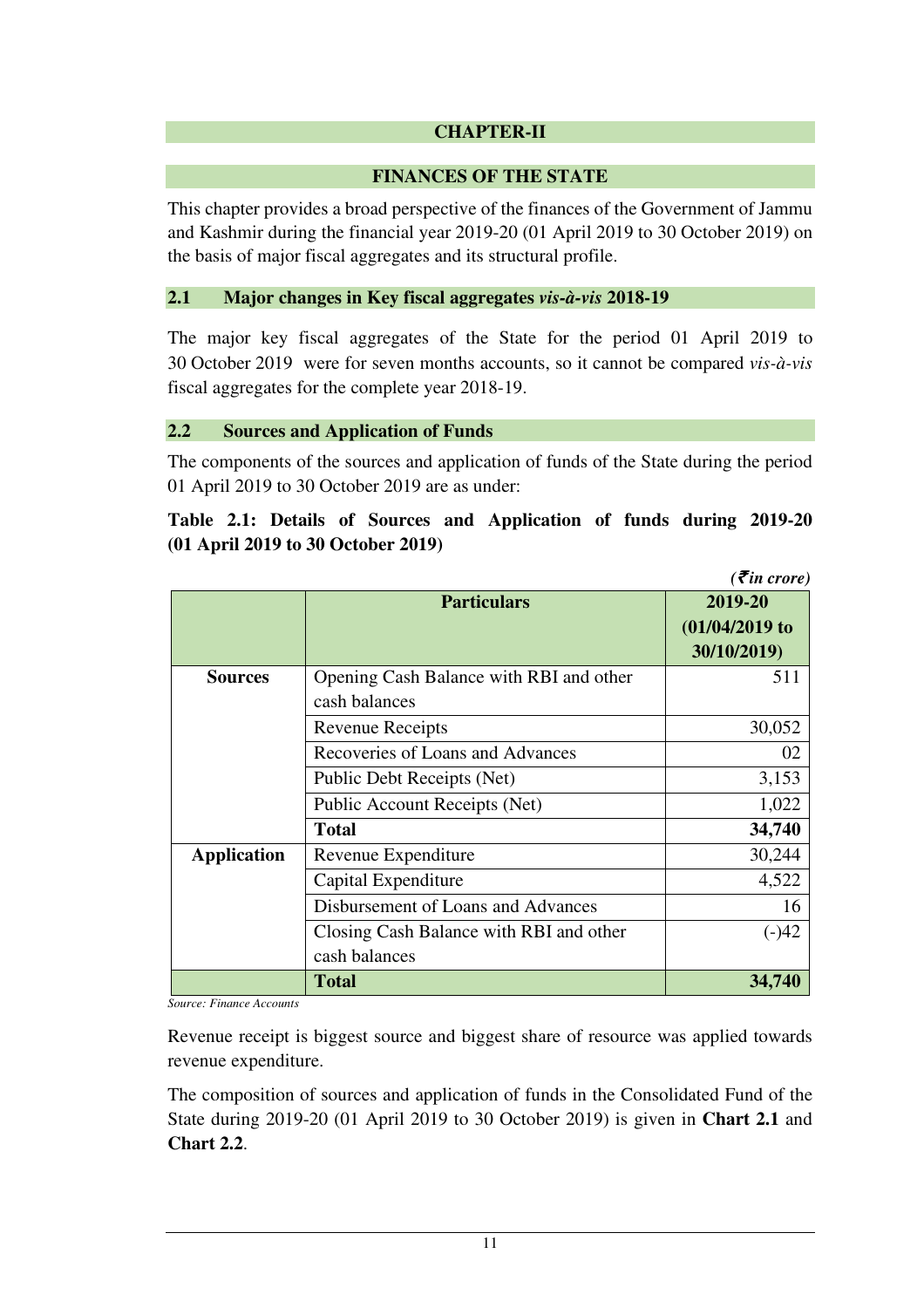# CHAPTER-II

# FINANCES OF THE STATE

This chapter provides a broad perspective of the finances of the Government of Jammu and Kashmir during the financial year 2019-20 (01 April 2019 to 30 October 2019) on the basis of major fiscal aggregates and its structural profile.

## 2.1 Major changes in Key fiscal aggregates *vis-à-vis* 2018-19

The major key fiscal aggregates of the State for the period 01 April 2019 to 30 October 2019 were for seven months accounts, so it cannot be compared *vis-à-vis* fiscal aggregates for the complete year 2018-19.

## 2.2 Sources and Application of Funds

The components of the sources and application of funds of the State during the period 01 April 2019 to 30 October 2019 are as under:

**Table 2.1: Details of Sources and Application of funds during 2019-20 (01 April 2019 to 30 October 2019)**

*(₹in crore)*

| | Particulars | 2019-20 (01/04/2019 to 30/10/2019) |
|---|---|---|
| **Sources** | Opening Cash Balance with RBI and other cash balances | 511 |
| | Revenue Receipts | 30,052 |
| | Recoveries of Loans and Advances | 02 |
| | Public Debt Receipts (Net) | 3,153 |
| | Public Account Receipts (Net) | 1,022 |
| | **Total** | **34,740** |
| **Application** | Revenue Expenditure | 30,244 |
| | Capital Expenditure | 4,522 |
| | Disbursement of Loans and Advances | 16 |
| | Closing Cash Balance with RBI and other cash balances | (-)42 |
| | **Total** | **34,740** |

*Source: Finance Accounts*

Revenue receipt is biggest source and biggest share of resource was applied towards revenue expenditure.

The composition of sources and application of funds in the Consolidated Fund of the State during 2019-20 (01 April 2019 to 30 October 2019) is given in **Chart 2.1** and **Chart 2.2**.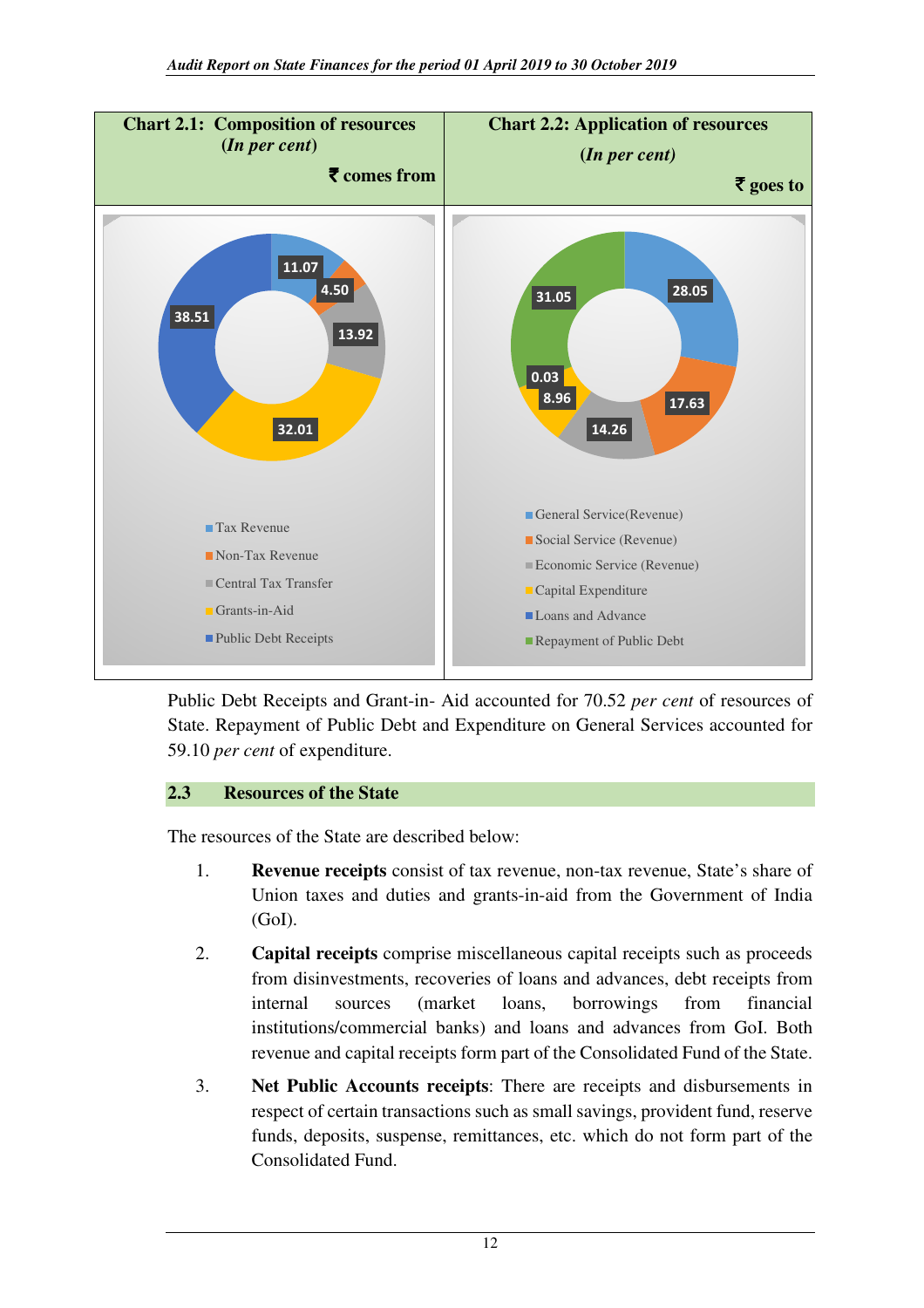| Chart 2.1: Composition of resources (*In per cent*) ₹ comes from | Chart 2.2: Application of resources (*In per cent*) ₹ goes to |
|---|---|
| Tax Revenue: 11.07 | General Service(Revenue): 28.05 |
| Non-Tax Revenue: 4.50 | Social Service (Revenue): 17.63 |
| Central Tax Transfer: 13.92 | Economic Service (Revenue): 14.26 |
| Grants-in-Aid: 32.01 | Capital Expenditure: 8.96 |
| Public Debt Receipts: 38.51 | Loans and Advance: 0.03 |
| | Repayment of Public Debt: 31.05 |

Public Debt Receipts and Grant-in- Aid accounted for 70.52 *per cent* of resources of State. Repayment of Public Debt and Expenditure on General Services accounted for 59.10 *per cent* of expenditure.

## 2.3 Resources of the State

The resources of the State are described below:

1. **Revenue receipts** consist of tax revenue, non-tax revenue, State's share of Union taxes and duties and grants-in-aid from the Government of India (GoI).

2. **Capital receipts** comprise miscellaneous capital receipts such as proceeds from disinvestments, recoveries of loans and advances, debt receipts from internal sources (market loans, borrowings from financial institutions/commercial banks) and loans and advances from GoI. Both revenue and capital receipts form part of the Consolidated Fund of the State.

3. **Net Public Accounts receipts**: There are receipts and disbursements in respect of certain transactions such as small savings, provident fund, reserve funds, deposits, suspense, remittances, etc. which do not form part of the Consolidated Fund.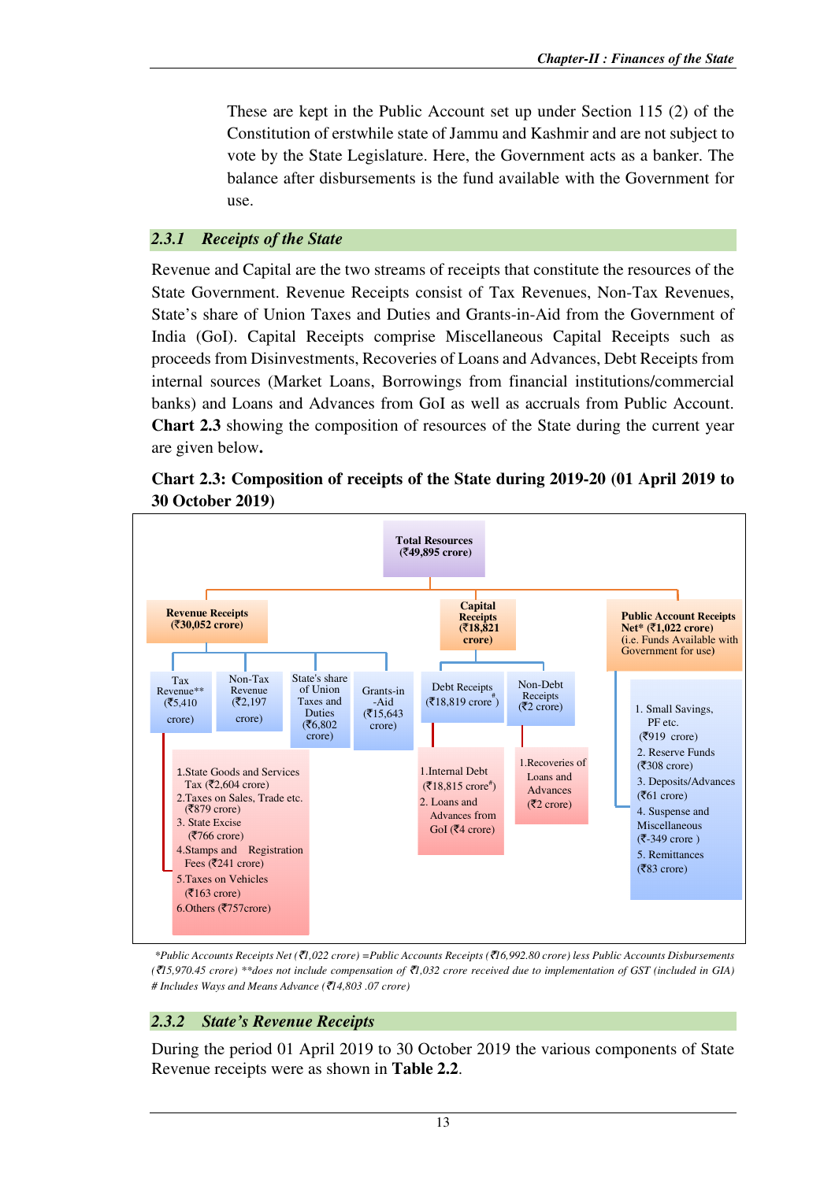These are kept in the Public Account set up under Section 115 (2) of the Constitution of erstwhile state of Jammu and Kashmir and are not subject to vote by the State Legislature. Here, the Government acts as a banker. The balance after disbursements is the fund available with the Government for use.

### *2.3.1 Receipts of the State*

Revenue and Capital are the two streams of receipts that constitute the resources of the State Government. Revenue Receipts consist of Tax Revenues, Non-Tax Revenues, State's share of Union Taxes and Duties and Grants-in-Aid from the Government of India (GoI). Capital Receipts comprise Miscellaneous Capital Receipts such as proceeds from Disinvestments, Recoveries of Loans and Advances, Debt Receipts from internal sources (Market Loans, Borrowings from financial institutions/commercial banks) and Loans and Advances from GoI as well as accruals from Public Account. **Chart 2.3** showing the composition of resources of the State during the current year are given below.

**Chart 2.3: Composition of receipts of the State during 2019-20 (01 April 2019 to 30 October 2019)**

**Total Resources (₹49,895 crore)**

- **Revenue Receipts (₹30,052 crore)**
  - Tax Revenue** (₹5,410 crore)
    1. State Goods and Services Tax (₹2,604 crore)
    2. Taxes on Sales, Trade etc. (₹879 crore)
    3. State Excise (₹766 crore)
    4. Stamps and Registration Fees (₹241 crore)
    5. Taxes on Vehicles (₹163 crore)
    6. Others (₹757crore)
  - Non-Tax Revenue (₹2,197 crore)
  - State's share of Union Taxes and Duties (₹6,802 crore)
  - Grants-in-Aid (₹15,643 crore)
- **Capital Receipts (₹18,821 crore)**
  - Debt Receipts (₹18,819 crore#)
    1. Internal Debt (₹18,815 crore#)
    2. Loans and Advances from GoI (₹4 crore)
  - Non-Debt Receipts (₹2 crore)
    1. Recoveries of Loans and Advances (₹2 crore)
- **Public Account Receipts Net* (₹1,022 crore)** (i.e. Funds Available with Government for use)
  1. Small Savings, PF etc. (₹919 crore)
  2. Reserve Funds (₹308 crore)
  3. Deposits/Advances (₹61 crore)
  4. Suspense and Miscellaneous (₹-349 crore )
  5. Remittances (₹83 crore)

*\*Public Accounts Receipts Net (₹1,022 crore) =Public Accounts Receipts (₹16,992.80 crore) less Public Accounts Disbursements (₹15,970.45 crore) \*\*does not include compensation of ₹1,032 crore received due to implementation of GST (included in GIA) # Includes Ways and Means Advance (₹14,803 .07 crore)*

### *2.3.2 State's Revenue Receipts*

During the period 01 April 2019 to 30 October 2019 the various components of State Revenue receipts were as shown in **Table 2.2**.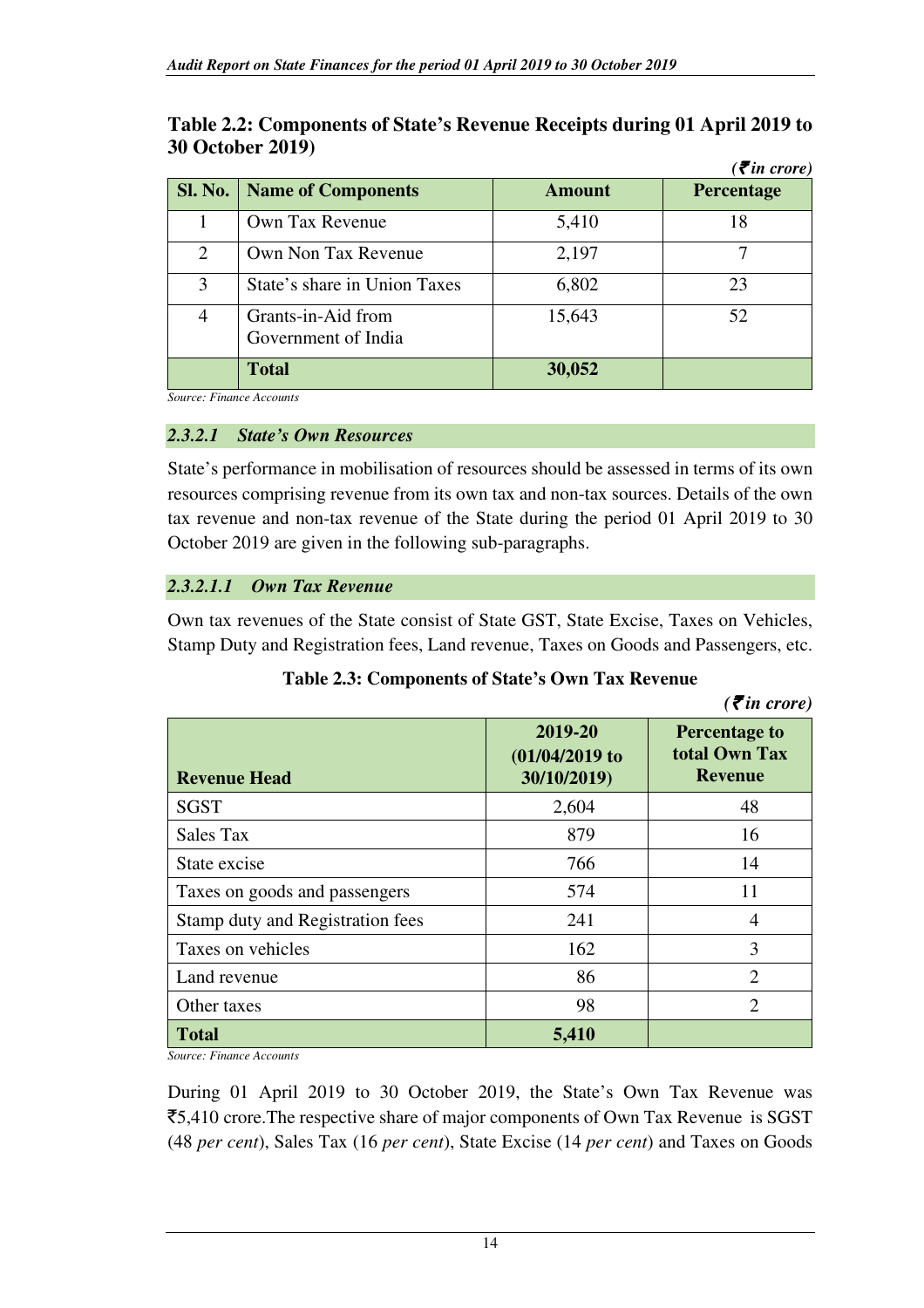**Table 2.2: Components of State's Revenue Receipts during 01 April 2019 to 30 October 2019)**

*(₹in crore)*

| Sl. No. | Name of Components | Amount | Percentage |
|---|---|---|---|
| 1 | Own Tax Revenue | 5,410 | 18 |
| 2 | Own Non Tax Revenue | 2,197 | 7 |
| 3 | State's share in Union Taxes | 6,802 | 23 |
| 4 | Grants-in-Aid from Government of India | 15,643 | 52 |
| | **Total** | **30,052** | |

*Source: Finance Accounts*

#### *2.3.2.1 State's Own Resources*

State's performance in mobilisation of resources should be assessed in terms of its own resources comprising revenue from its own tax and non-tax sources. Details of the own tax revenue and non-tax revenue of the State during the period 01 April 2019 to 30 October 2019 are given in the following sub-paragraphs.

##### *2.3.2.1.1 Own Tax Revenue*

Own tax revenues of the State consist of State GST, State Excise, Taxes on Vehicles, Stamp Duty and Registration fees, Land revenue, Taxes on Goods and Passengers, etc.

**Table 2.3: Components of State's Own Tax Revenue**

*(₹in crore)*

| Revenue Head | 2019-20 (01/04/2019 to 30/10/2019) | Percentage to total Own Tax Revenue |
|---|---|---|
| SGST | 2,604 | 48 |
| Sales Tax | 879 | 16 |
| State excise | 766 | 14 |
| Taxes on goods and passengers | 574 | 11 |
| Stamp duty and Registration fees | 241 | 4 |
| Taxes on vehicles | 162 | 3 |
| Land revenue | 86 | 2 |
| Other taxes | 98 | 2 |
| **Total** | **5,410** | |

*Source: Finance Accounts*

During 01 April 2019 to 30 October 2019, the State's Own Tax Revenue was ₹5,410 crore.The respective share of major components of Own Tax Revenue is SGST (48 *per cent*), Sales Tax (16 *per cent*), State Excise (14 *per cent*) and Taxes on Goods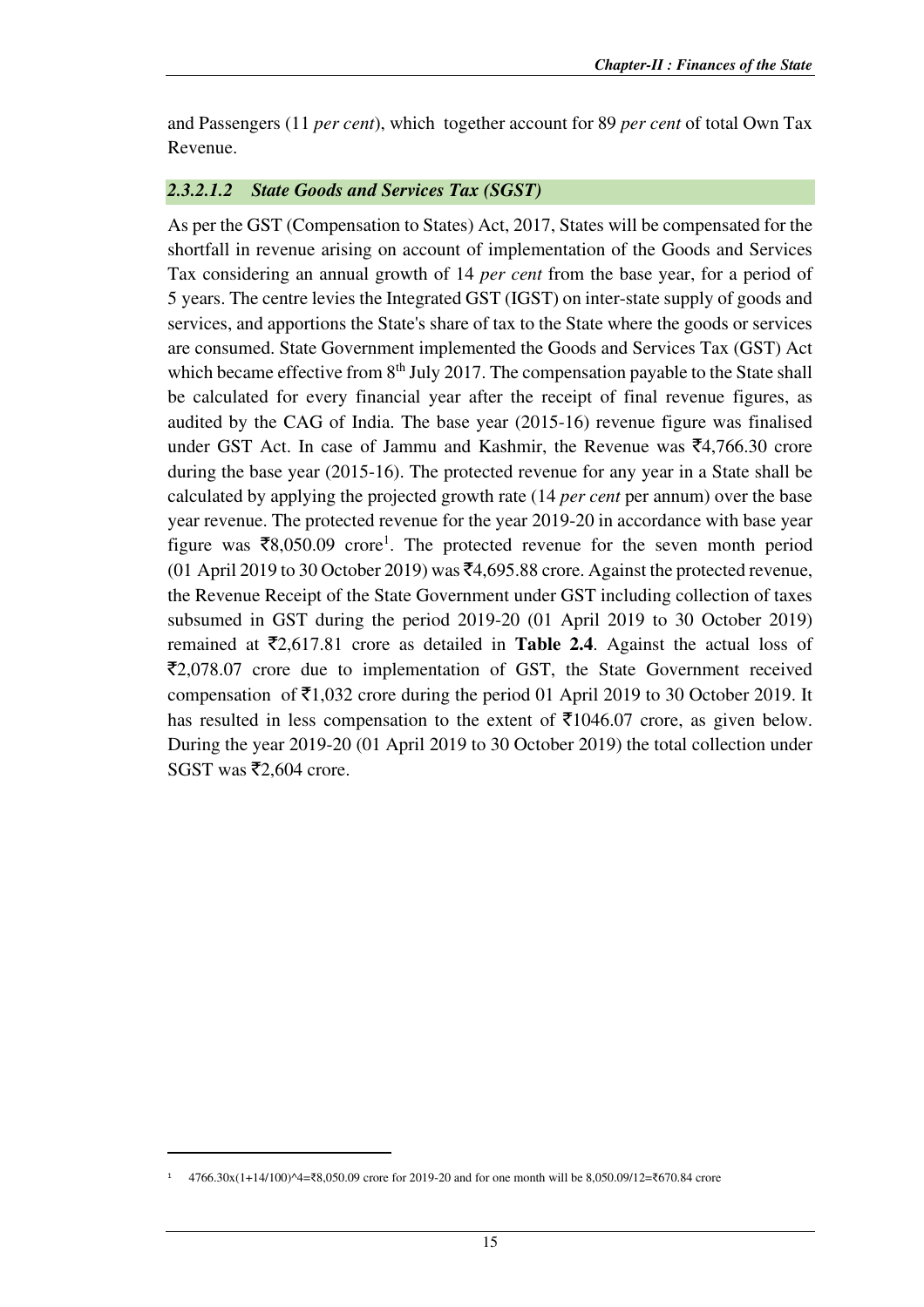and Passengers (11 *per cent*), which together account for 89 *per cent* of total Own Tax Revenue.

#### *2.3.2.1.2 State Goods and Services Tax (SGST)*

As per the GST (Compensation to States) Act, 2017, States will be compensated for the shortfall in revenue arising on account of implementation of the Goods and Services Tax considering an annual growth of 14 *per cent* from the base year, for a period of 5 years. The centre levies the Integrated GST (IGST) on inter-state supply of goods and services, and apportions the State's share of tax to the State where the goods or services are consumed. State Government implemented the Goods and Services Tax (GST) Act which became effective from 8th July 2017. The compensation payable to the State shall be calculated for every financial year after the receipt of final revenue figures, as audited by the CAG of India. The base year (2015-16) revenue figure was finalised under GST Act. In case of Jammu and Kashmir, the Revenue was ₹4,766.30 crore during the base year (2015-16). The protected revenue for any year in a State shall be calculated by applying the projected growth rate (14 *per cent* per annum) over the base year revenue. The protected revenue for the year 2019-20 in accordance with base year figure was ₹8,050.09 crore[1]. The protected revenue for the seven month period (01 April 2019 to 30 October 2019) was ₹4,695.88 crore. Against the protected revenue, the Revenue Receipt of the State Government under GST including collection of taxes subsumed in GST during the period 2019-20 (01 April 2019 to 30 October 2019) remained at ₹2,617.81 crore as detailed in **Table 2.4**. Against the actual loss of ₹2,078.07 crore due to implementation of GST, the State Government received compensation of ₹1,032 crore during the period 01 April 2019 to 30 October 2019. It has resulted in less compensation to the extent of ₹1046.07 crore, as given below. During the year 2019-20 (01 April 2019 to 30 October 2019) the total collection under SGST was ₹2,604 crore.

---

[1] 4766.30x(1+14/100)^4=₹8,050.09 crore for 2019-20 and for one month will be 8,050.09/12=₹670.84 crore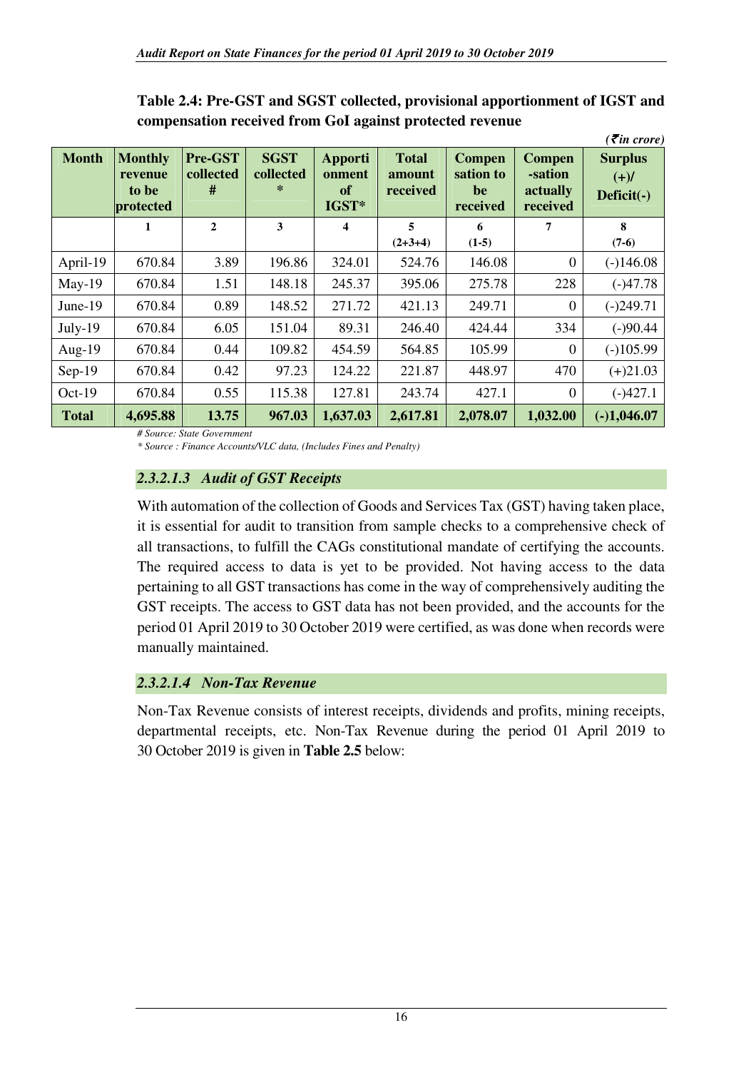**Table 2.4: Pre-GST and SGST collected, provisional apportionment of IGST and compensation received from GoI against protected revenue**

*(₹in crore)*

| Month | Monthly revenue to be protected | Pre-GST collected # | SGST collected * | Apportionment of IGST* | Total amount received | Compensation to be received | Compensation actually received | Surplus (+)/ Deficit(-) |
|---|---|---|---|---|---|---|---|---|
| | 1 | 2 | 3 | 4 | 5 (2+3+4) | 6 (1-5) | 7 | 8 (7-6) |
| April-19 | 670.84 | 3.89 | 196.86 | 324.01 | 524.76 | 146.08 | 0 | (-)146.08 |
| May-19 | 670.84 | 1.51 | 148.18 | 245.37 | 395.06 | 275.78 | 228 | (-)47.78 |
| June-19 | 670.84 | 0.89 | 148.52 | 271.72 | 421.13 | 249.71 | 0 | (-)249.71 |
| July-19 | 670.84 | 6.05 | 151.04 | 89.31 | 246.40 | 424.44 | 334 | (-)90.44 |
| Aug-19 | 670.84 | 0.44 | 109.82 | 454.59 | 564.85 | 105.99 | 0 | (-)105.99 |
| Sep-19 | 670.84 | 0.42 | 97.23 | 124.22 | 221.87 | 448.97 | 470 | (+)21.03 |
| Oct-19 | 670.84 | 0.55 | 115.38 | 127.81 | 243.74 | 427.1 | 0 | (-)427.1 |
| **Total** | **4,695.88** | **13.75** | **967.03** | **1,637.03** | **2,617.81** | **2,078.07** | **1,032.00** | **(-)1,046.07** |

*# Source: State Government*

*\* Source : Finance Accounts/VLC data, (Includes Fines and Penalty)*

### *2.3.2.1.3 Audit of GST Receipts*

With automation of the collection of Goods and Services Tax (GST) having taken place, it is essential for audit to transition from sample checks to a comprehensive check of all transactions, to fulfill the CAGs constitutional mandate of certifying the accounts. The required access to data is yet to be provided. Not having access to the data pertaining to all GST transactions has come in the way of comprehensively auditing the GST receipts. The access to GST data has not been provided, and the accounts for the period 01 April 2019 to 30 October 2019 were certified, as was done when records were manually maintained.

### *2.3.2.1.4 Non-Tax Revenue*

Non-Tax Revenue consists of interest receipts, dividends and profits, mining receipts, departmental receipts, etc. Non-Tax Revenue during the period 01 April 2019 to 30 October 2019 is given in **Table 2.5** below: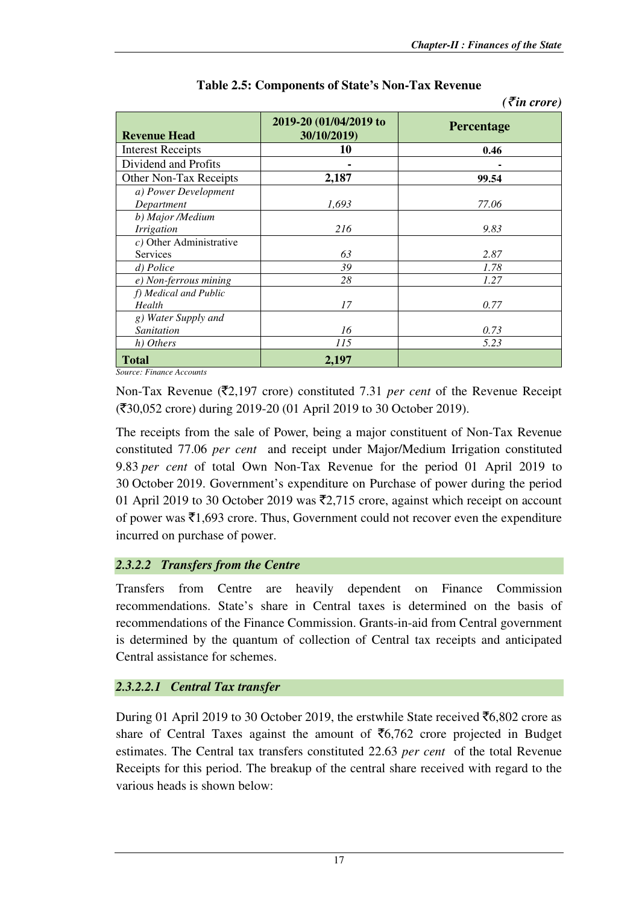**Table 2.5: Components of State's Non-Tax Revenue**

*(₹in crore)*

| Revenue Head | 2019-20 (01/04/2019 to 30/10/2019) | Percentage |
|---|---|---|
| Interest Receipts | **10** | **0.46** |
| Dividend and Profits | **-** | **-** |
| Other Non-Tax Receipts | **2,187** | **99.54** |
| *a) Power Development Department* | *1,693* | *77.06* |
| *b) Major /Medium Irrigation* | *216* | *9.83* |
| *c)* Other Administrative Services | *63* | *2.87* |
| *d) Police* | *39* | *1.78* |
| *e) Non-ferrous mining* | *28* | *1.27* |
| *f) Medical and Public Health* | *17* | *0.77* |
| *g) Water Supply and Sanitation* | *16* | *0.73* |
| *h) Others* | *115* | *5.23* |
| **Total** | **2,197** | |

*Source: Finance Accounts*

Non-Tax Revenue (₹2,197 crore) constituted 7.31 *per cent* of the Revenue Receipt (₹30,052 crore) during 2019-20 (01 April 2019 to 30 October 2019).

The receipts from the sale of Power, being a major constituent of Non-Tax Revenue constituted 77.06 *per cent* and receipt under Major/Medium Irrigation constituted 9.83 *per cent* of total Own Non-Tax Revenue for the period 01 April 2019 to 30 October 2019. Government's expenditure on Purchase of power during the period 01 April 2019 to 30 October 2019 was ₹2,715 crore, against which receipt on account of power was ₹1,693 crore. Thus, Government could not recover even the expenditure incurred on purchase of power.

#### *2.3.2.2 Transfers from the Centre*

Transfers from Centre are heavily dependent on Finance Commission recommendations. State's share in Central taxes is determined on the basis of recommendations of the Finance Commission. Grants-in-aid from Central government is determined by the quantum of collection of Central tax receipts and anticipated Central assistance for schemes.

##### *2.3.2.2.1 Central Tax transfer*

During 01 April 2019 to 30 October 2019, the erstwhile State received ₹6,802 crore as share of Central Taxes against the amount of ₹6,762 crore projected in Budget estimates. The Central tax transfers constituted 22.63 *per cent* of the total Revenue Receipts for this period. The breakup of the central share received with regard to the various heads is shown below: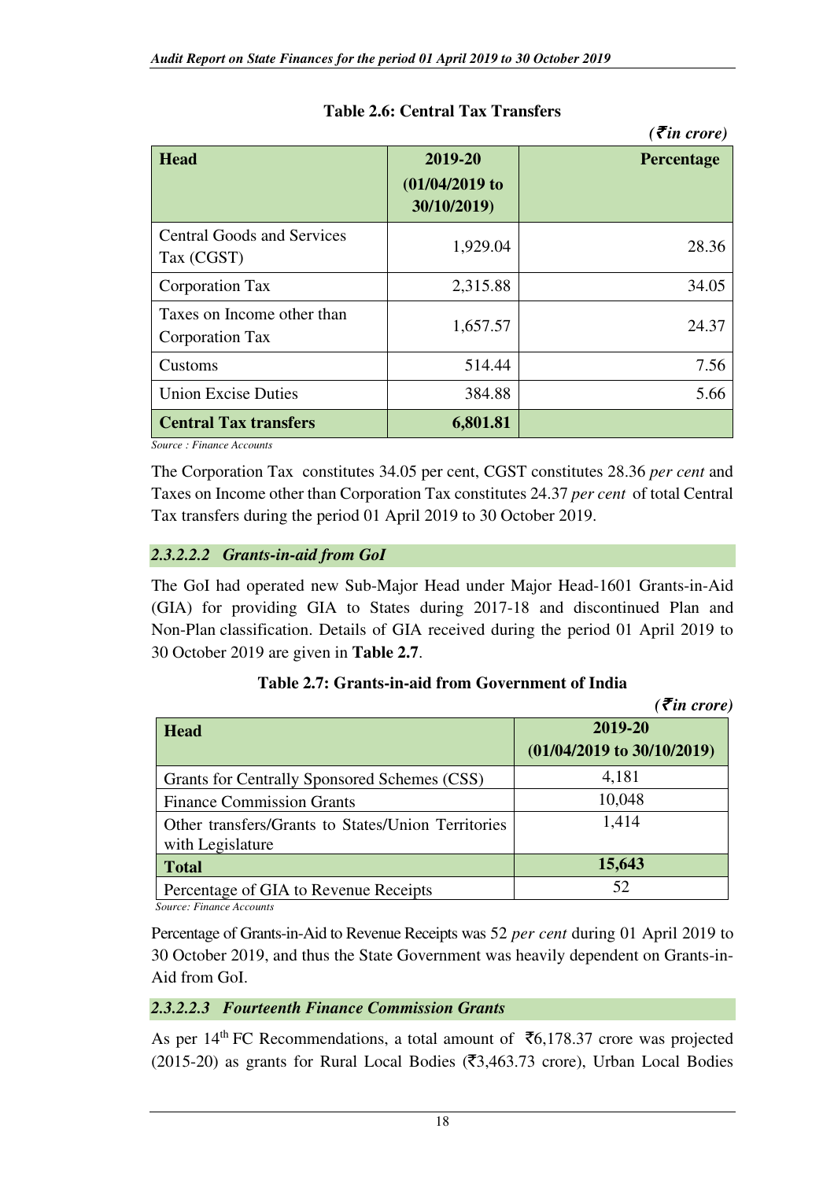**Table 2.6: Central Tax Transfers**

*(₹in crore)*

| Head | 2019-20 (01/04/2019 to 30/10/2019) | Percentage |
|---|---|---|
| Central Goods and Services Tax (CGST) | 1,929.04 | 28.36 |
| Corporation Tax | 2,315.88 | 34.05 |
| Taxes on Income other than Corporation Tax | 1,657.57 | 24.37 |
| Customs | 514.44 | 7.56 |
| Union Excise Duties | 384.88 | 5.66 |
| **Central Tax transfers** | **6,801.81** | |

*Source : Finance Accounts*

The Corporation Tax constitutes 34.05 per cent, CGST constitutes 28.36 *per cent* and Taxes on Income other than Corporation Tax constitutes 24.37 *per cent* of total Central Tax transfers during the period 01 April 2019 to 30 October 2019.

#### *2.3.2.2.2 Grants-in-aid from GoI*

The GoI had operated new Sub-Major Head under Major Head-1601 Grants-in-Aid (GIA) for providing GIA to States during 2017-18 and discontinued Plan and Non-Plan classification. Details of GIA received during the period 01 April 2019 to 30 October 2019 are given in **Table 2.7**.

**Table 2.7: Grants-in-aid from Government of India**

*(₹in crore)*

| Head | 2019-20 (01/04/2019 to 30/10/2019) |
|---|---|
| Grants for Centrally Sponsored Schemes (CSS) | 4,181 |
| Finance Commission Grants | 10,048 |
| Other transfers/Grants to States/Union Territories with Legislature | 1,414 |
| **Total** | **15,643** |
| Percentage of GIA to Revenue Receipts | 52 |

*Source: Finance Accounts*

Percentage of Grants-in-Aid to Revenue Receipts was 52 *per cent* during 01 April 2019 to 30 October 2019, and thus the State Government was heavily dependent on Grants-in-Aid from GoI.

#### *2.3.2.2.3 Fourteenth Finance Commission Grants*

As per 14th FC Recommendations, a total amount of ₹6,178.37 crore was projected (2015-20) as grants for Rural Local Bodies (₹3,463.73 crore), Urban Local Bodies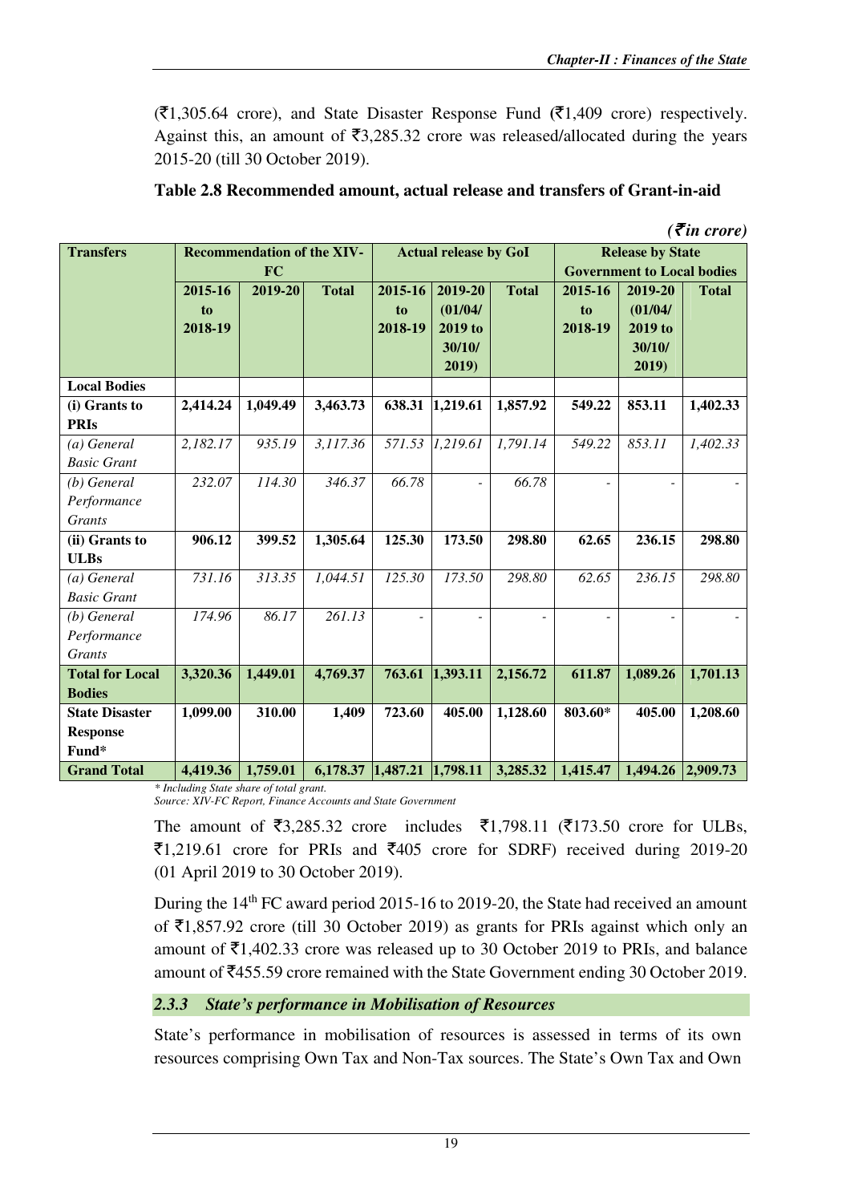(₹1,305.64 crore), and State Disaster Response Fund (₹1,409 crore) respectively. Against this, an amount of ₹3,285.32 crore was released/allocated during the years 2015-20 (till 30 October 2019).

**Table 2.8 Recommended amount, actual release and transfers of Grant-in-aid**

***(₹in crore)***

| Transfers | Recommendation of the XIV-FC | | | Actual release by GoI | | | Release by State Government to Local bodies | | |
|---|---|---|---|---|---|---|---|---|---|
| | 2015-16 to 2018-19 | 2019-20 | Total | 2015-16 to 2018-19 | 2019-20 (01/04/ 2019 to 30/10/ 2019) | Total | 2015-16 to 2018-19 | 2019-20 (01/04/ 2019 to 30/10/ 2019) | Total |
| **Local Bodies** | | | | | | | | | |
| **(i) Grants to PRIs** | **2,414.24** | **1,049.49** | **3,463.73** | **638.31** | **1,219.61** | **1,857.92** | **549.22** | **853.11** | **1,402.33** |
| *(a) General Basic Grant* | *2,182.17* | *935.19* | *3,117.36* | *571.53* | *1,219.61* | *1,791.14* | *549.22* | *853.11* | *1,402.33* |
| *(b) General Performance Grants* | *232.07* | *114.30* | *346.37* | *66.78* | - | *66.78* | - | - | - |
| **(ii) Grants to ULBs** | **906.12** | **399.52** | **1,305.64** | **125.30** | **173.50** | **298.80** | **62.65** | **236.15** | **298.80** |
| *(a) General Basic Grant* | *731.16* | *313.35* | *1,044.51* | *125.30* | *173.50* | *298.80* | *62.65* | *236.15* | *298.80* |
| *(b) General Performance Grants* | *174.96* | *86.17* | *261.13* | - | - | - | - | - | - |
| **Total for Local Bodies** | **3,320.36** | **1,449.01** | **4,769.37** | **763.61** | **1,393.11** | **2,156.72** | **611.87** | **1,089.26** | **1,701.13** |
| **State Disaster Response Fund*** | **1,099.00** | **310.00** | **1,409** | **723.60** | **405.00** | **1,128.60** | **803.60*** | **405.00** | **1,208.60** |
| **Grand Total** | **4,419.36** | **1,759.01** | **6,178.37** | **1,487.21** | **1,798.11** | **3,285.32** | **1,415.47** | **1,494.26** | **2,909.73** |

*\* Including State share of total grant.*
*Source: XIV-FC Report, Finance Accounts and State Government*

The amount of ₹3,285.32 crore includes ₹1,798.11 (₹173.50 crore for ULBs, ₹1,219.61 crore for PRIs and ₹405 crore for SDRF) received during 2019-20 (01 April 2019 to 30 October 2019).

During the 14th FC award period 2015-16 to 2019-20, the State had received an amount of ₹1,857.92 crore (till 30 October 2019) as grants for PRIs against which only an amount of ₹1,402.33 crore was released up to 30 October 2019 to PRIs, and balance amount of ₹455.59 crore remained with the State Government ending 30 October 2019.

### *2.3.3 State's performance in Mobilisation of Resources*

State's performance in mobilisation of resources is assessed in terms of its own resources comprising Own Tax and Non-Tax sources. The State's Own Tax and Own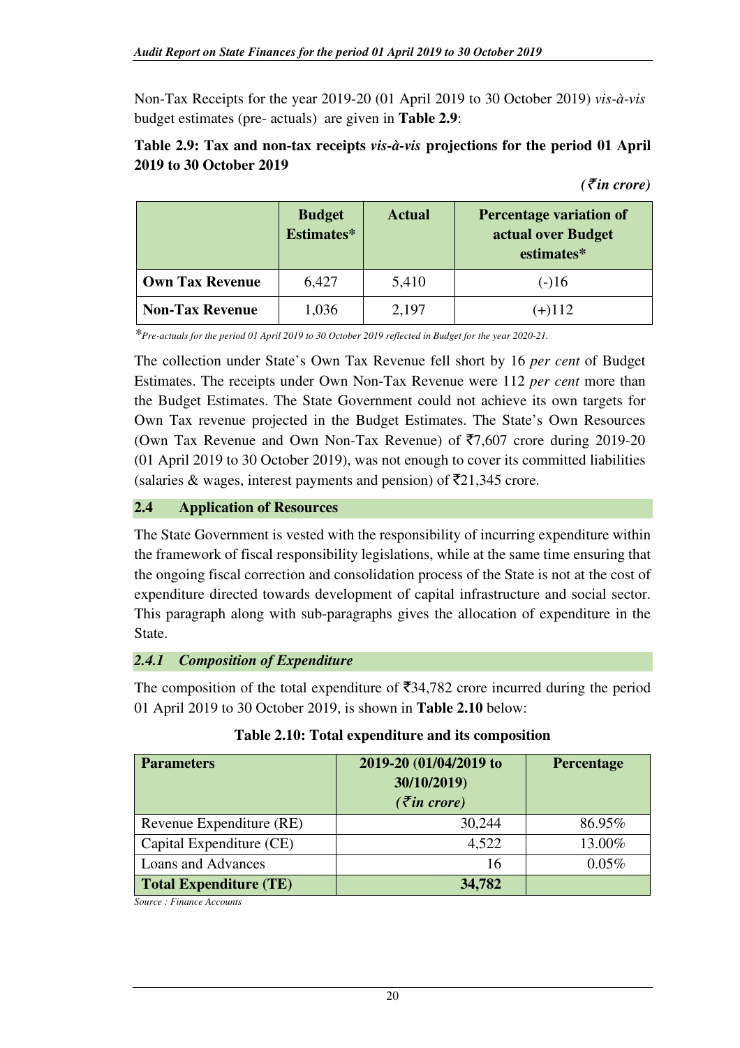Non-Tax Receipts for the year 2019-20 (01 April 2019 to 30 October 2019) *vis-à-vis* budget estimates (pre- actuals) are given in **Table 2.9**:

**Table 2.9: Tax and non-tax receipts *vis-à-vis* projections for the period 01 April 2019 to 30 October 2019**

*(₹in crore)*

| | Budget Estimates* | Actual | Percentage variation of actual over Budget estimates* |
|---|---|---|---|
| **Own Tax Revenue** | 6,427 | 5,410 | (-)16 |
| **Non-Tax Revenue** | 1,036 | 2,197 | (+)112 |

**Pre-actuals for the period 01 April 2019 to 30 October 2019 reflected in Budget for the year 2020-21.*

The collection under State's Own Tax Revenue fell short by 16 *per cent* of Budget Estimates. The receipts under Own Non-Tax Revenue were 112 *per cent* more than the Budget Estimates. The State Government could not achieve its own targets for Own Tax revenue projected in the Budget Estimates. The State's Own Resources (Own Tax Revenue and Own Non-Tax Revenue) of ₹7,607 crore during 2019-20 (01 April 2019 to 30 October 2019), was not enough to cover its committed liabilities (salaries & wages, interest payments and pension) of ₹21,345 crore.

## 2.4 Application of Resources

The State Government is vested with the responsibility of incurring expenditure within the framework of fiscal responsibility legislations, while at the same time ensuring that the ongoing fiscal correction and consolidation process of the State is not at the cost of expenditure directed towards development of capital infrastructure and social sector. This paragraph along with sub-paragraphs gives the allocation of expenditure in the State.

### *2.4.1 Composition of Expenditure*

The composition of the total expenditure of ₹34,782 crore incurred during the period 01 April 2019 to 30 October 2019, is shown in **Table 2.10** below:

**Table 2.10: Total expenditure and its composition**

| **Parameters** | **2019-20 (01/04/2019 to 30/10/2019) *(₹in crore)*** | **Percentage** |
|---|---|---|
| Revenue Expenditure (RE) | 30,244 | 86.95% |
| Capital Expenditure (CE) | 4,522 | 13.00% |
| Loans and Advances | 16 | 0.05% |
| **Total Expenditure (TE)** | **34,782** | |

*Source : Finance Accounts*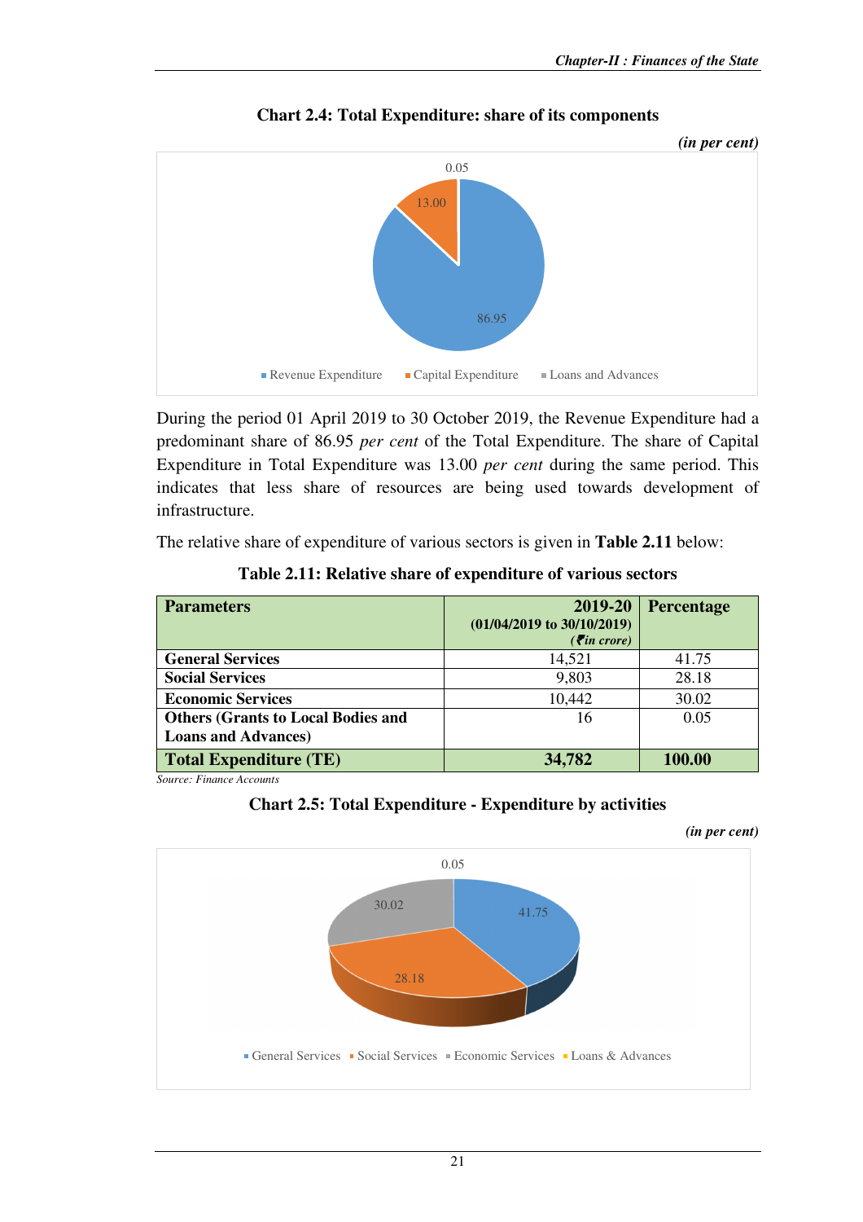**Chart 2.4: Total Expenditure: share of its components**

*(in per cent)*

0.05

13.00

86.95

Revenue Expenditure   Capital Expenditure   Loans and Advances

During the period 01 April 2019 to 30 October 2019, the Revenue Expenditure had a predominant share of 86.95 *per cent* of the Total Expenditure. The share of Capital Expenditure in Total Expenditure was 13.00 *per cent* during the same period. This indicates that less share of resources are being used towards development of infrastructure.

The relative share of expenditure of various sectors is given in **Table 2.11** below:

**Table 2.11: Relative share of expenditure of various sectors**

| Parameters | 2019-20 (01/04/2019 to 30/10/2019) (₹ in crore) | Percentage |
|---|---|---|
| **General Services** | 14,521 | 41.75 |
| **Social Services** | 9,803 | 28.18 |
| **Economic Services** | 10,442 | 30.02 |
| **Others (Grants to Local Bodies and Loans and Advances)** | 16 | 0.05 |
| **Total Expenditure (TE)** | **34,782** | **100.00** |

*Source: Finance Accounts*

**Chart 2.5: Total Expenditure - Expenditure by activities**

*(in per cent)*

0.05

30.02

41.75

28.18

General Services   Social Services   Economic Services   Loans & Advances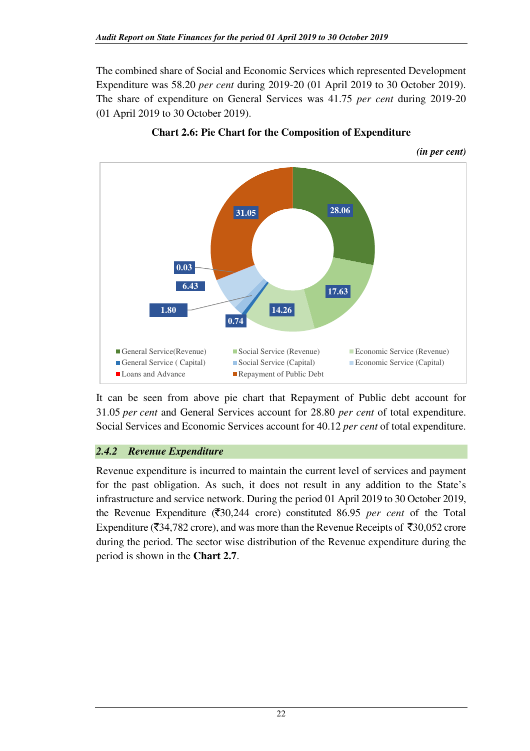The combined share of Social and Economic Services which represented Development Expenditure was 58.20 *per cent* during 2019-20 (01 April 2019 to 30 October 2019). The share of expenditure on General Services was 41.75 *per cent* during 2019-20 (01 April 2019 to 30 October 2019).

**Chart 2.6: Pie Chart for the Composition of Expenditure**

***(in per cent)***

| Component | Per cent |
|---|---|
| General Service(Revenue) | 28.06 |
| Social Service (Revenue) | 17.63 |
| Economic Service (Revenue) | 14.26 |
| General Service ( Capital) | 0.74 |
| Social Service (Capital) | 1.80 |
| Economic Service (Capital) | 6.43 |
| Loans and Advance | 0.03 |
| Repayment of Public Debt | 31.05 |

It can be seen from above pie chart that Repayment of Public debt account for 31.05 *per cent* and General Services account for 28.80 *per cent* of total expenditure. Social Services and Economic Services account for 40.12 *per cent* of total expenditure.

### *2.4.2 Revenue Expenditure*

Revenue expenditure is incurred to maintain the current level of services and payment for the past obligation. As such, it does not result in any addition to the State's infrastructure and service network. During the period 01 April 2019 to 30 October 2019, the Revenue Expenditure (₹30,244 crore) constituted 86.95 *per cent* of the Total Expenditure (₹34,782 crore), and was more than the Revenue Receipts of ₹30,052 crore during the period. The sector wise distribution of the Revenue expenditure during the period is shown in the **Chart 2.7**.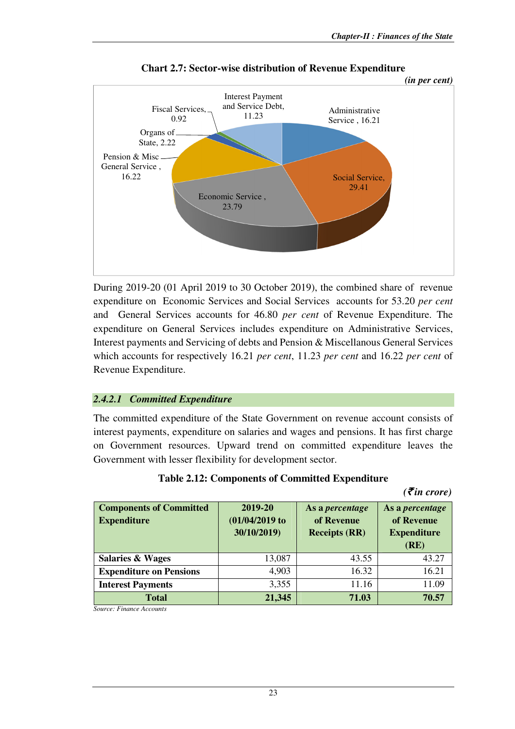**Chart 2.7: Sector-wise distribution of Revenue Expenditure**

*(in per cent)*

| Sector | Share |
|---|---|
| Administrative Service | 16.21 |
| Social Service | 29.41 |
| Economic Service | 23.79 |
| Pension & Misc General Service | 16.22 |
| Organs of State | 2.22 |
| Fiscal Services | 0.92 |
| Interest Payment and Service Debt | 11.23 |

During 2019-20 (01 April 2019 to 30 October 2019), the combined share of revenue expenditure on Economic Services and Social Services accounts for 53.20 *per cent* and General Services accounts for 46.80 *per cent* of Revenue Expenditure. The expenditure on General Services includes expenditure on Administrative Services, Interest payments and Servicing of debts and Pension & Miscellanous General Services which accounts for respectively 16.21 *per cent*, 11.23 *per cent* and 16.22 *per cent* of Revenue Expenditure.

### *2.4.2.1 Committed Expenditure*

The committed expenditure of the State Government on revenue account consists of interest payments, expenditure on salaries and wages and pensions. It has first charge on Government resources. Upward trend on committed expenditure leaves the Government with lesser flexibility for development sector.

**Table 2.12: Components of Committed Expenditure**

*(₹in crore)*

| Components of Committed Expenditure | 2019-20 (01/04/2019 to 30/10/2019) | As a *percentage* of Revenue Receipts (RR) | As a *percentage* of Revenue Expenditure (RE) |
|---|---|---|---|
| **Salaries & Wages** | 13,087 | 43.55 | 43.27 |
| **Expenditure on Pensions** | 4,903 | 16.32 | 16.21 |
| **Interest Payments** | 3,355 | 11.16 | 11.09 |
| **Total** | **21,345** | **71.03** | **70.57** |

*Source: Finance Accounts*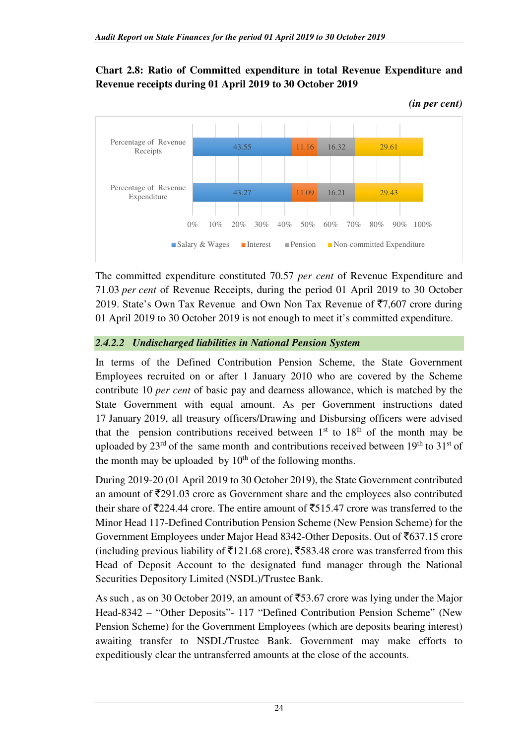**Chart 2.8: Ratio of Committed expenditure in total Revenue Expenditure and Revenue receipts during 01 April 2019 to 30 October 2019**

*(in per cent)*

| | Salary & Wages | Interest | Pension | Non-committed Expenditure |
|---|---|---|---|---|
| Percentage of Revenue Receipts | 43.55 | 11.16 | 16.32 | 29.61 |
| Percentage of Revenue Expenditure | 43.27 | 11.09 | 16.21 | 29.43 |

The committed expenditure constituted 70.57 *per cent* of Revenue Expenditure and 71.03 *per cent* of Revenue Receipts, during the period 01 April 2019 to 30 October 2019. State's Own Tax Revenue and Own Non Tax Revenue of ₹7,607 crore during 01 April 2019 to 30 October 2019 is not enough to meet it's committed expenditure.

#### *2.4.2.2 Undischarged liabilities in National Pension System*

In terms of the Defined Contribution Pension Scheme, the State Government Employees recruited on or after 1 January 2010 who are covered by the Scheme contribute 10 *per cent* of basic pay and dearness allowance, which is matched by the State Government with equal amount. As per Government instructions dated 17 January 2019, all treasury officers/Drawing and Disbursing officers were advised that the pension contributions received between 1st to 18th of the month may be uploaded by 23rd of the same month and contributions received between 19th to 31st of the month may be uploaded by 10th of the following months.

During 2019-20 (01 April 2019 to 30 October 2019), the State Government contributed an amount of ₹291.03 crore as Government share and the employees also contributed their share of ₹224.44 crore. The entire amount of ₹515.47 crore was transferred to the Minor Head 117-Defined Contribution Pension Scheme (New Pension Scheme) for the Government Employees under Major Head 8342-Other Deposits. Out of ₹637.15 crore (including previous liability of ₹121.68 crore), ₹583.48 crore was transferred from this Head of Deposit Account to the designated fund manager through the National Securities Depository Limited (NSDL)/Trustee Bank.

As such , as on 30 October 2019, an amount of ₹53.67 crore was lying under the Major Head-8342 – "Other Deposits"- 117 "Defined Contribution Pension Scheme" (New Pension Scheme) for the Government Employees (which are deposits bearing interest) awaiting transfer to NSDL/Trustee Bank. Government may make efforts to expeditiously clear the untransferred amounts at the close of the accounts.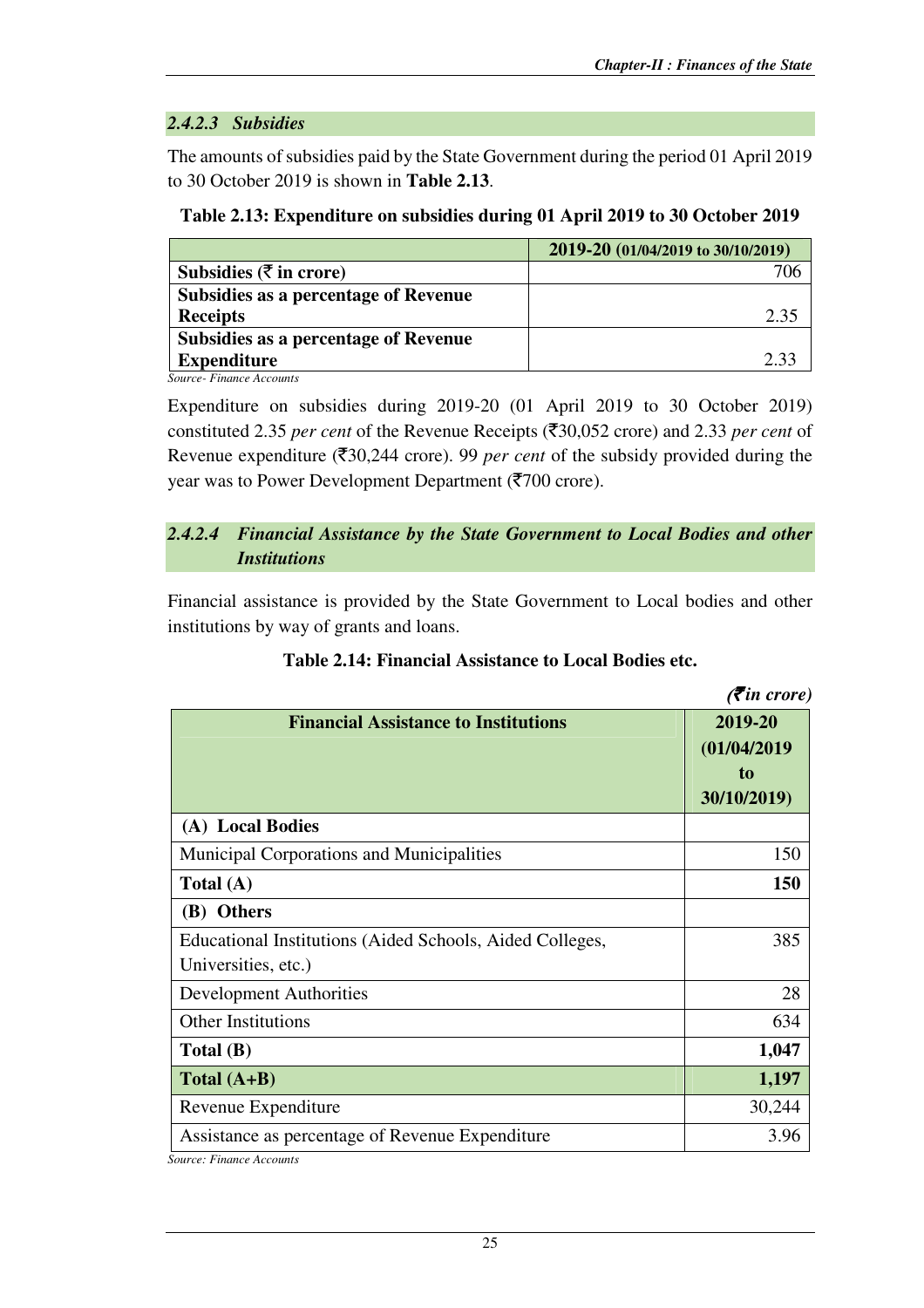#### *2.4.2.3 Subsidies*

The amounts of subsidies paid by the State Government during the period 01 April 2019 to 30 October 2019 is shown in **Table 2.13**.

**Table 2.13: Expenditure on subsidies during 01 April 2019 to 30 October 2019**

| | 2019-20 (01/04/2019 to 30/10/2019) |
|---|---|
| **Subsidies (₹ in crore)** | 706 |
| **Subsidies as a percentage of Revenue Receipts** | 2.35 |
| **Subsidies as a percentage of Revenue Expenditure** | 2.33 |

*Source- Finance Accounts*

Expenditure on subsidies during 2019-20 (01 April 2019 to 30 October 2019) constituted 2.35 *per cent* of the Revenue Receipts (₹30,052 crore) and 2.33 *per cent* of Revenue expenditure (₹30,244 crore). 99 *per cent* of the subsidy provided during the year was to Power Development Department (₹700 crore).

#### *2.4.2.4 Financial Assistance by the State Government to Local Bodies and other Institutions*

Financial assistance is provided by the State Government to Local bodies and other institutions by way of grants and loans.

**Table 2.14: Financial Assistance to Local Bodies etc.**

*(₹in crore)*

| Financial Assistance to Institutions | 2019-20 (01/04/2019 to 30/10/2019) |
|---|---|
| **(A) Local Bodies** | |
| Municipal Corporations and Municipalities | 150 |
| **Total (A)** | **150** |
| **(B) Others** | |
| Educational Institutions (Aided Schools, Aided Colleges, Universities, etc.) | 385 |
| Development Authorities | 28 |
| Other Institutions | 634 |
| **Total (B)** | **1,047** |
| **Total (A+B)** | **1,197** |
| Revenue Expenditure | 30,244 |
| Assistance as percentage of Revenue Expenditure | 3.96 |

*Source: Finance Accounts*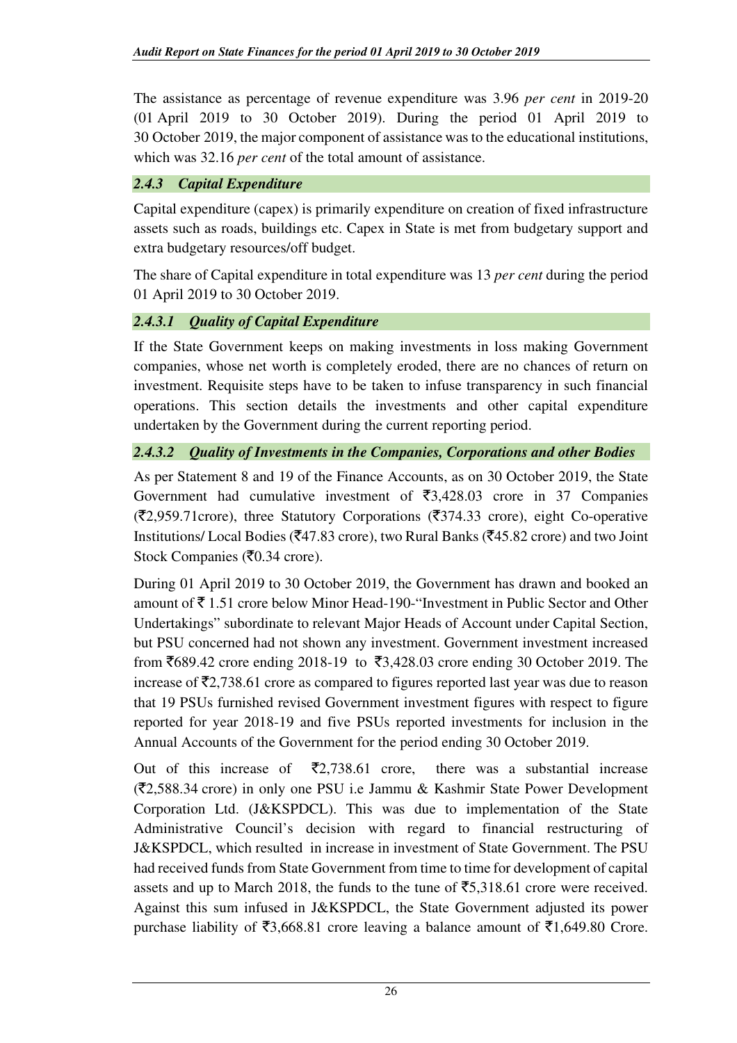The assistance as percentage of revenue expenditure was 3.96 *per cent* in 2019-20 (01 April 2019 to 30 October 2019). During the period 01 April 2019 to 30 October 2019, the major component of assistance was to the educational institutions, which was 32.16 *per cent* of the total amount of assistance.

### *2.4.3 Capital Expenditure*

Capital expenditure (capex) is primarily expenditure on creation of fixed infrastructure assets such as roads, buildings etc. Capex in State is met from budgetary support and extra budgetary resources/off budget.

The share of Capital expenditure in total expenditure was 13 *per cent* during the period 01 April 2019 to 30 October 2019.

#### *2.4.3.1 Quality of Capital Expenditure*

If the State Government keeps on making investments in loss making Government companies, whose net worth is completely eroded, there are no chances of return on investment. Requisite steps have to be taken to infuse transparency in such financial operations. This section details the investments and other capital expenditure undertaken by the Government during the current reporting period.

#### *2.4.3.2 Quality of Investments in the Companies, Corporations and other Bodies*

As per Statement 8 and 19 of the Finance Accounts, as on 30 October 2019, the State Government had cumulative investment of ₹3,428.03 crore in 37 Companies (₹2,959.71crore), three Statutory Corporations (₹374.33 crore), eight Co-operative Institutions/ Local Bodies (₹47.83 crore), two Rural Banks (₹45.82 crore) and two Joint Stock Companies (₹0.34 crore).

During 01 April 2019 to 30 October 2019, the Government has drawn and booked an amount of ₹ 1.51 crore below Minor Head-190-"Investment in Public Sector and Other Undertakings" subordinate to relevant Major Heads of Account under Capital Section, but PSU concerned had not shown any investment. Government investment increased from ₹689.42 crore ending 2018-19 to ₹3,428.03 crore ending 30 October 2019. The increase of ₹2,738.61 crore as compared to figures reported last year was due to reason that 19 PSUs furnished revised Government investment figures with respect to figure reported for year 2018-19 and five PSUs reported investments for inclusion in the Annual Accounts of the Government for the period ending 30 October 2019.

Out of this increase of ₹2,738.61 crore, there was a substantial increase (₹2,588.34 crore) in only one PSU i.e Jammu & Kashmir State Power Development Corporation Ltd. (J&KSPDCL). This was due to implementation of the State Administrative Council's decision with regard to financial restructuring of J&KSPDCL, which resulted in increase in investment of State Government. The PSU had received funds from State Government from time to time for development of capital assets and up to March 2018, the funds to the tune of ₹5,318.61 crore were received. Against this sum infused in J&KSPDCL, the State Government adjusted its power purchase liability of ₹3,668.81 crore leaving a balance amount of ₹1,649.80 Crore.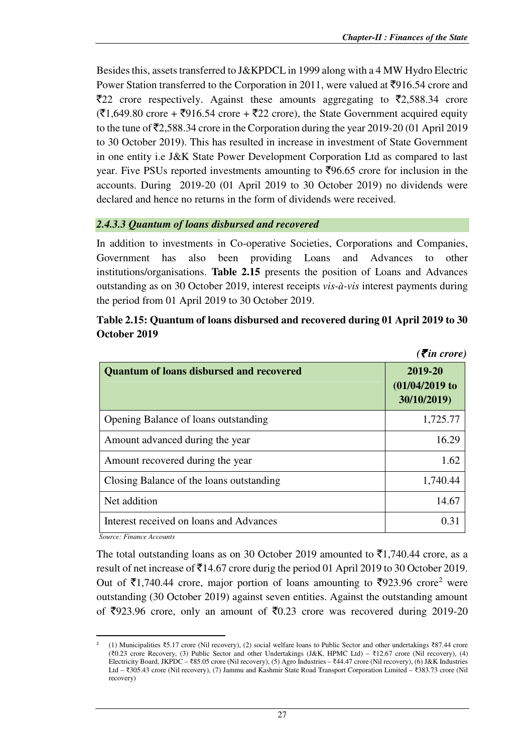Besides this, assets transferred to J&KPDCL in 1999 along with a 4 MW Hydro Electric Power Station transferred to the Corporation in 2011, were valued at ₹916.54 crore and ₹22 crore respectively. Against these amounts aggregating to ₹2,588.34 crore (₹1,649.80 crore + ₹916.54 crore + ₹22 crore), the State Government acquired equity to the tune of ₹2,588.34 crore in the Corporation during the year 2019-20 (01 April 2019 to 30 October 2019). This has resulted in increase in investment of State Government in one entity i.e J&K State Power Development Corporation Ltd as compared to last year. Five PSUs reported investments amounting to ₹96.65 crore for inclusion in the accounts. During 2019-20 (01 April 2019 to 30 October 2019) no dividends were declared and hence no returns in the form of dividends were received.

#### *2.4.3.3 Quantum of loans disbursed and recovered*

In addition to investments in Co-operative Societies, Corporations and Companies, Government has also been providing Loans and Advances to other institutions/organisations. **Table 2.15** presents the position of Loans and Advances outstanding as on 30 October 2019, interest receipts *vis-à-vis* interest payments during the period from 01 April 2019 to 30 October 2019.

**Table 2.15: Quantum of loans disbursed and recovered during 01 April 2019 to 30 October 2019**

*(₹in crore)*

| Quantum of loans disbursed and recovered | 2019-20 (01/04/2019 to 30/10/2019) |
|---|---|
| Opening Balance of loans outstanding | 1,725.77 |
| Amount advanced during the year | 16.29 |
| Amount recovered during the year | 1.62 |
| Closing Balance of the loans outstanding | 1,740.44 |
| Net addition | 14.67 |
| Interest received on loans and Advances | 0.31 |

*Source: Finance Accounts*

The total outstanding loans as on 30 October 2019 amounted to ₹1,740.44 crore, as a result of net increase of ₹14.67 crore durig the period 01 April 2019 to 30 October 2019. Out of ₹1,740.44 crore, major portion of loans amounting to ₹923.96 crore[2] were outstanding (30 October 2019) against seven entities. Against the outstanding amount of ₹923.96 crore, only an amount of ₹0.23 crore was recovered during 2019-20

---

[2] (1) Municipalities ₹5.17 crore (Nil recovery), (2) social welfare loans to Public Sector and other undertakings ₹87.44 crore (₹0.23 crore Recovery, (3) Public Sector and other Undertakings (J&K, HPMC Ltd) – ₹12.67 crore (Nil recovery), (4) Electricity Board, JKPDC – ₹85.05 crore (Nil recovery), (5) Agro Industries – ₹44.47 crore (Nil recovery), (6) J&K Industries Ltd – ₹305.43 crore (Nil recovery), (7) Jammu and Kashmir State Road Transport Corporation Limited – ₹383.73 crore (Nil recovery)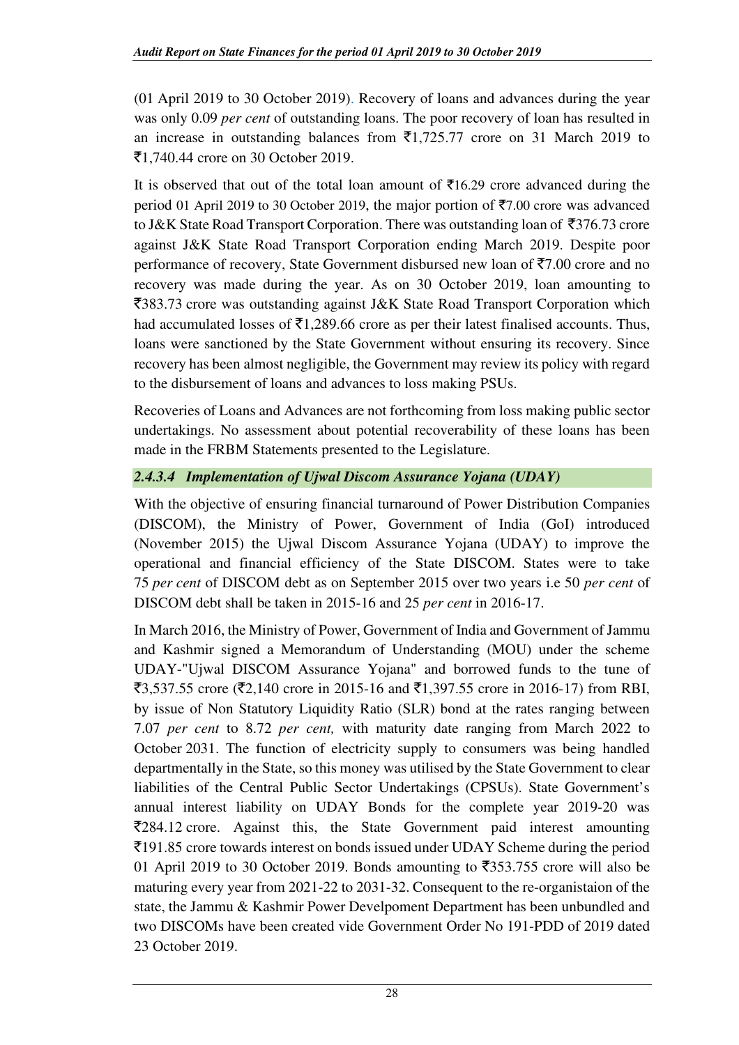(01 April 2019 to 30 October 2019). Recovery of loans and advances during the year was only 0.09 *per cent* of outstanding loans. The poor recovery of loan has resulted in an increase in outstanding balances from ₹1,725.77 crore on 31 March 2019 to ₹1,740.44 crore on 30 October 2019.

It is observed that out of the total loan amount of ₹16.29 crore advanced during the period 01 April 2019 to 30 October 2019, the major portion of ₹7.00 crore was advanced to J&K State Road Transport Corporation. There was outstanding loan of ₹376.73 crore against J&K State Road Transport Corporation ending March 2019. Despite poor performance of recovery, State Government disbursed new loan of ₹7.00 crore and no recovery was made during the year. As on 30 October 2019, loan amounting to ₹383.73 crore was outstanding against J&K State Road Transport Corporation which had accumulated losses of ₹1,289.66 crore as per their latest finalised accounts. Thus, loans were sanctioned by the State Government without ensuring its recovery. Since recovery has been almost negligible, the Government may review its policy with regard to the disbursement of loans and advances to loss making PSUs.

Recoveries of Loans and Advances are not forthcoming from loss making public sector undertakings. No assessment about potential recoverability of these loans has been made in the FRBM Statements presented to the Legislature.

#### *2.4.3.4 Implementation of Ujwal Discom Assurance Yojana (UDAY)*

With the objective of ensuring financial turnaround of Power Distribution Companies (DISCOM), the Ministry of Power, Government of India (GoI) introduced (November 2015) the Ujwal Discom Assurance Yojana (UDAY) to improve the operational and financial efficiency of the State DISCOM. States were to take 75 *per cent* of DISCOM debt as on September 2015 over two years i.e 50 *per cent* of DISCOM debt shall be taken in 2015-16 and 25 *per cent* in 2016-17.

In March 2016, the Ministry of Power, Government of India and Government of Jammu and Kashmir signed a Memorandum of Understanding (MOU) under the scheme UDAY-"Ujwal DISCOM Assurance Yojana" and borrowed funds to the tune of ₹3,537.55 crore (₹2,140 crore in 2015-16 and ₹1,397.55 crore in 2016-17) from RBI, by issue of Non Statutory Liquidity Ratio (SLR) bond at the rates ranging between 7.07 *per cent* to 8.72 *per cent,* with maturity date ranging from March 2022 to October 2031. The function of electricity supply to consumers was being handled departmentally in the State, so this money was utilised by the State Government to clear liabilities of the Central Public Sector Undertakings (CPSUs). State Government's annual interest liability on UDAY Bonds for the complete year 2019-20 was ₹284.12 crore. Against this, the State Government paid interest amounting ₹191.85 crore towards interest on bonds issued under UDAY Scheme during the period 01 April 2019 to 30 October 2019. Bonds amounting to ₹353.755 crore will also be maturing every year from 2021-22 to 2031-32. Consequent to the re-organistaion of the state, the Jammu & Kashmir Power Develpoment Department has been unbundled and two DISCOMs have been created vide Government Order No 191-PDD of 2019 dated 23 October 2019.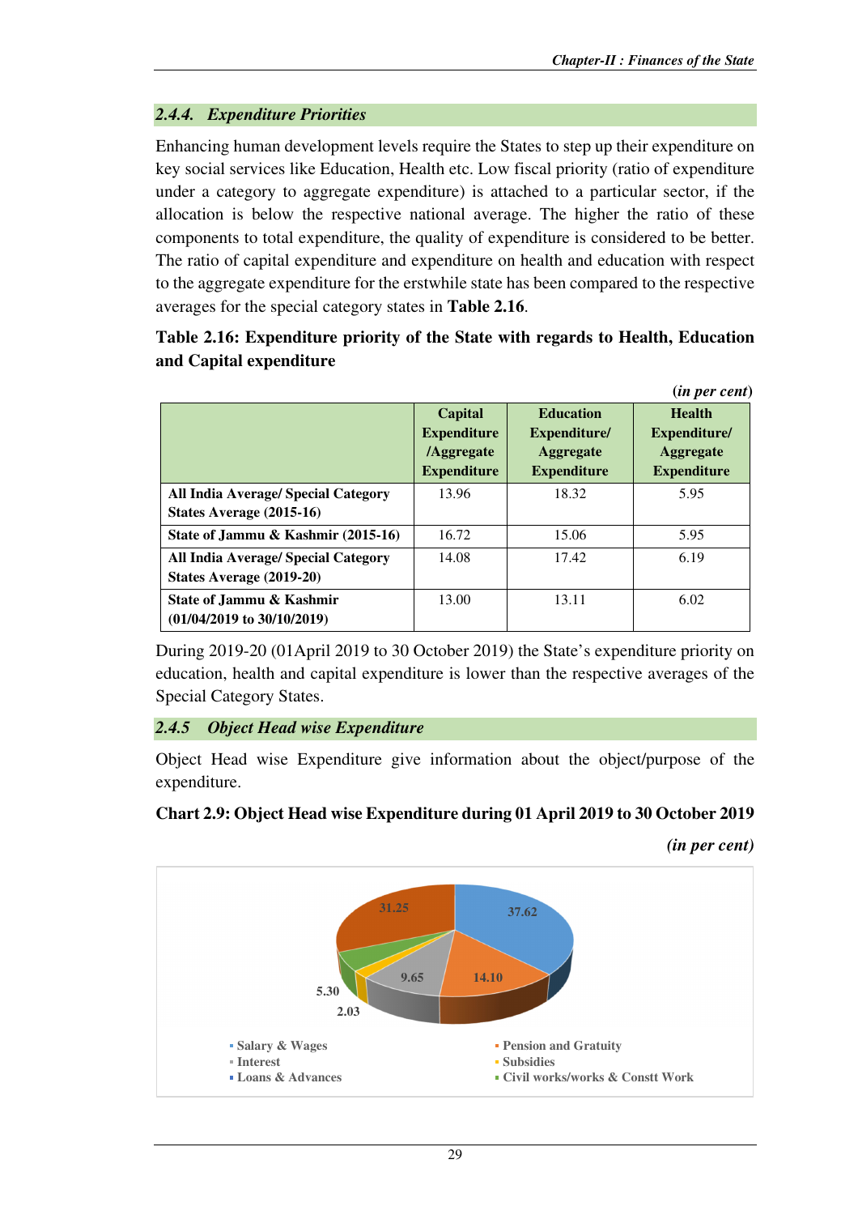### *2.4.4. Expenditure Priorities*

Enhancing human development levels require the States to step up their expenditure on key social services like Education, Health etc. Low fiscal priority (ratio of expenditure under a category to aggregate expenditure) is attached to a particular sector, if the allocation is below the respective national average. The higher the ratio of these components to total expenditure, the quality of expenditure is considered to be better. The ratio of capital expenditure and expenditure on health and education with respect to the aggregate expenditure for the erstwhile state has been compared to the respective averages for the special category states in **Table 2.16**.

**Table 2.16: Expenditure priority of the State with regards to Health, Education and Capital expenditure**

**(*in per cent*)**

| | Capital Expenditure /Aggregate Expenditure | Education Expenditure/ Aggregate Expenditure | Health Expenditure/ Aggregate Expenditure |
|---|---|---|---|
| **All India Average/ Special Category States Average (2015-16)** | 13.96 | 18.32 | 5.95 |
| **State of Jammu & Kashmir (2015-16)** | 16.72 | 15.06 | 5.95 |
| **All India Average/ Special Category States Average (2019-20)** | 14.08 | 17.42 | 6.19 |
| **State of Jammu & Kashmir (01/04/2019 to 30/10/2019)** | 13.00 | 13.11 | 6.02 |

During 2019-20 (01April 2019 to 30 October 2019) the State's expenditure priority on education, health and capital expenditure is lower than the respective averages of the Special Category States.

### *2.4.5 Object Head wise Expenditure*

Object Head wise Expenditure give information about the object/purpose of the expenditure.

**Chart 2.9: Object Head wise Expenditure during 01 April 2019 to 30 October 2019**

***(in per cent)***

| Object Head | Per cent |
|---|---|
| Salary & Wages | 37.62 |
| Pension and Gratuity | 14.10 |
| Interest | 9.65 |
| Subsidies | 2.03 |
| Civil works/works & Constt Work | 5.30 |
| Loans & Advances | 31.25 |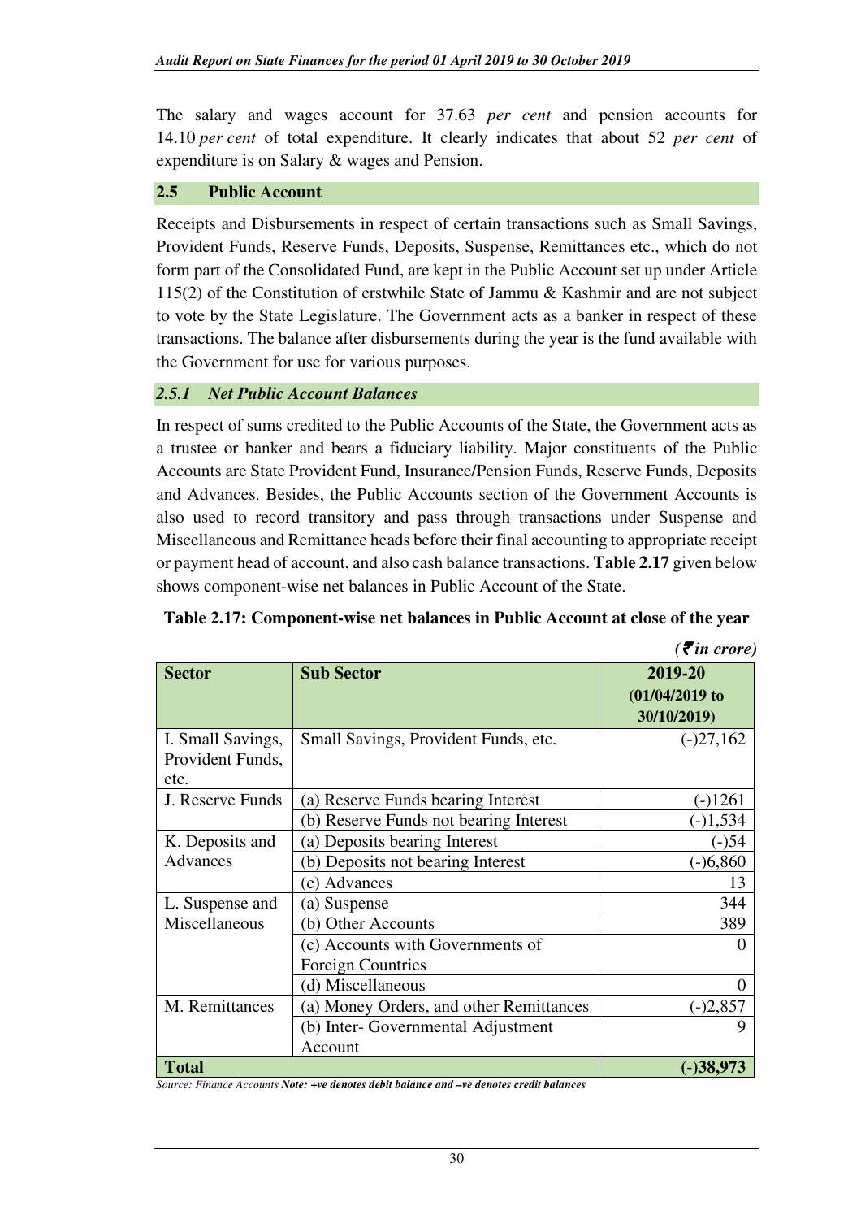The salary and wages account for 37.63 *per cent* and pension accounts for 14.10 *per cent* of total expenditure. It clearly indicates that about 52 *per cent* of expenditure is on Salary & wages and Pension.

## 2.5 Public Account

Receipts and Disbursements in respect of certain transactions such as Small Savings, Provident Funds, Reserve Funds, Deposits, Suspense, Remittances etc., which do not form part of the Consolidated Fund, are kept in the Public Account set up under Article 115(2) of the Constitution of erstwhile State of Jammu & Kashmir and are not subject to vote by the State Legislature. The Government acts as a banker in respect of these transactions. The balance after disbursements during the year is the fund available with the Government for use for various purposes.

### *2.5.1 Net Public Account Balances*

In respect of sums credited to the Public Accounts of the State, the Government acts as a trustee or banker and bears a fiduciary liability. Major constituents of the Public Accounts are State Provident Fund, Insurance/Pension Funds, Reserve Funds, Deposits and Advances. Besides, the Public Accounts section of the Government Accounts is also used to record transitory and pass through transactions under Suspense and Miscellaneous and Remittance heads before their final accounting to appropriate receipt or payment head of account, and also cash balance transactions. **Table 2.17** given below shows component-wise net balances in Public Account of the State.

**Table 2.17: Component-wise net balances in Public Account at close of the year**

*(₹ in crore)*

| Sector | Sub Sector | 2019-20 (01/04/2019 to 30/10/2019) |
|---|---|---|
| I. Small Savings, Provident Funds, etc. | Small Savings, Provident Funds, etc. | (-)27,162 |
| J. Reserve Funds | (a) Reserve Funds bearing Interest | (-)1261 |
| | (b) Reserve Funds not bearing Interest | (-)1,534 |
| K. Deposits and Advances | (a) Deposits bearing Interest | (-)54 |
| | (b) Deposits not bearing Interest | (-)6,860 |
| | (c) Advances | 13 |
| L. Suspense and Miscellaneous | (a) Suspense | 344 |
| | (b) Other Accounts | 389 |
| | (c) Accounts with Governments of Foreign Countries | 0 |
| | (d) Miscellaneous | 0 |
| M. Remittances | (a) Money Orders, and other Remittances | (-)2,857 |
| | (b) Inter- Governmental Adjustment Account | 9 |
| **Total** | | **(-)38,973** |

*Source: Finance Accounts* ***Note: +ve denotes debit balance and –ve denotes credit balances***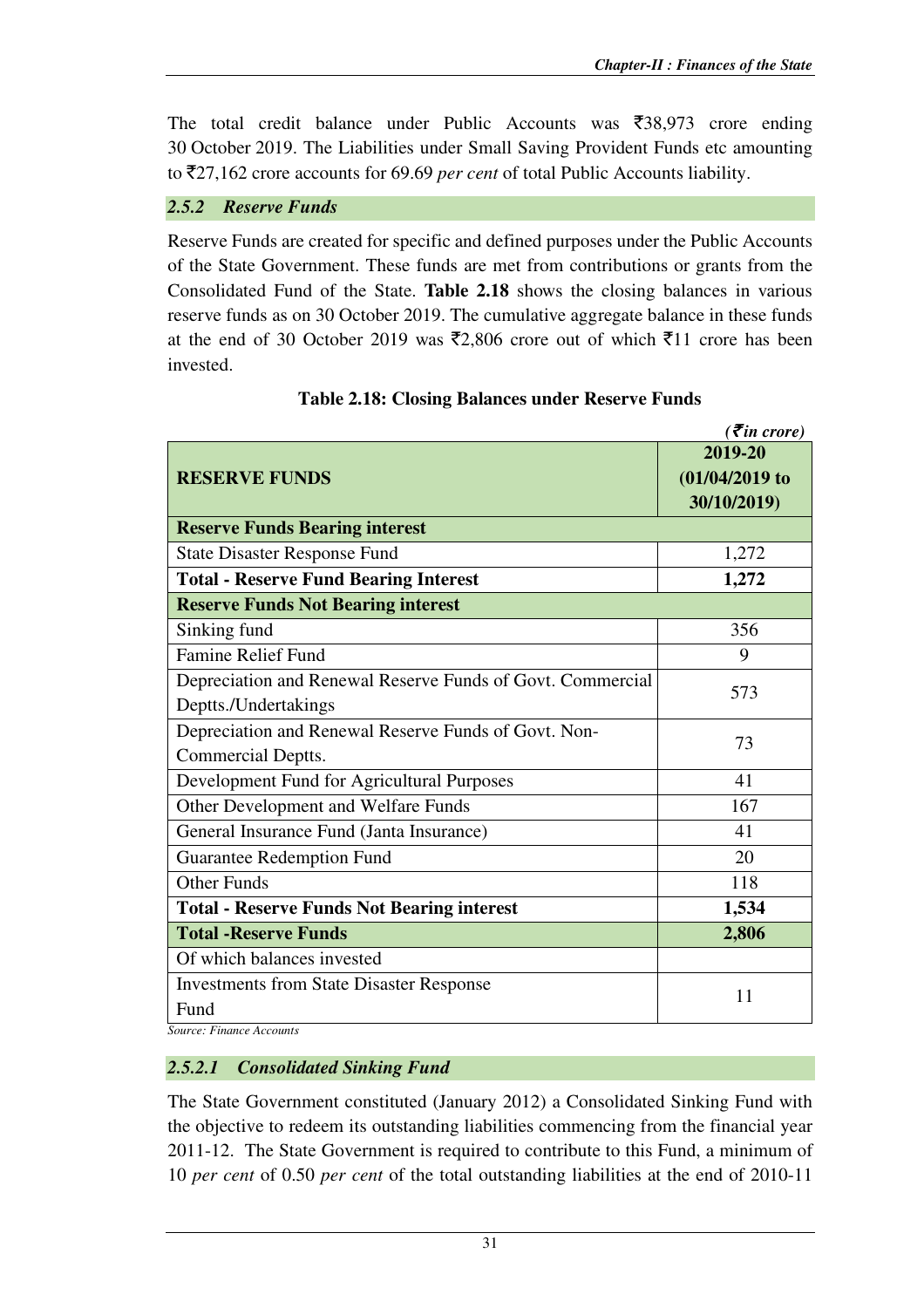The total credit balance under Public Accounts was ₹38,973 crore ending 30 October 2019. The Liabilities under Small Saving Provident Funds etc amounting to ₹27,162 crore accounts for 69.69 *per cent* of total Public Accounts liability.

### 2.5.2 *Reserve Funds*

Reserve Funds are created for specific and defined purposes under the Public Accounts of the State Government. These funds are met from contributions or grants from the Consolidated Fund of the State. **Table 2.18** shows the closing balances in various reserve funds as on 30 October 2019. The cumulative aggregate balance in these funds at the end of 30 October 2019 was ₹2,806 crore out of which ₹11 crore has been invested.

**Table 2.18: Closing Balances under Reserve Funds**

*(₹in crore)*

| RESERVE FUNDS | 2019-20 (01/04/2019 to 30/10/2019) |
|---|---|
| **Reserve Funds Bearing interest** | |
| State Disaster Response Fund | 1,272 |
| **Total - Reserve Fund Bearing Interest** | **1,272** |
| **Reserve Funds Not Bearing interest** | |
| Sinking fund | 356 |
| Famine Relief Fund | 9 |
| Depreciation and Renewal Reserve Funds of Govt. Commercial Deptts./Undertakings | 573 |
| Depreciation and Renewal Reserve Funds of Govt. Non-Commercial Deptts. | 73 |
| Development Fund for Agricultural Purposes | 41 |
| Other Development and Welfare Funds | 167 |
| General Insurance Fund (Janta Insurance) | 41 |
| Guarantee Redemption Fund | 20 |
| Other Funds | 118 |
| **Total - Reserve Funds Not Bearing interest** | **1,534** |
| **Total -Reserve Funds** | **2,806** |
| Of which balances invested | |
| Investments from State Disaster Response Fund | 11 |

*Source: Finance Accounts*

#### 2.5.2.1 *Consolidated Sinking Fund*

The State Government constituted (January 2012) a Consolidated Sinking Fund with the objective to redeem its outstanding liabilities commencing from the financial year 2011-12. The State Government is required to contribute to this Fund, a minimum of 10 *per cent* of 0.50 *per cent* of the total outstanding liabilities at the end of 2010-11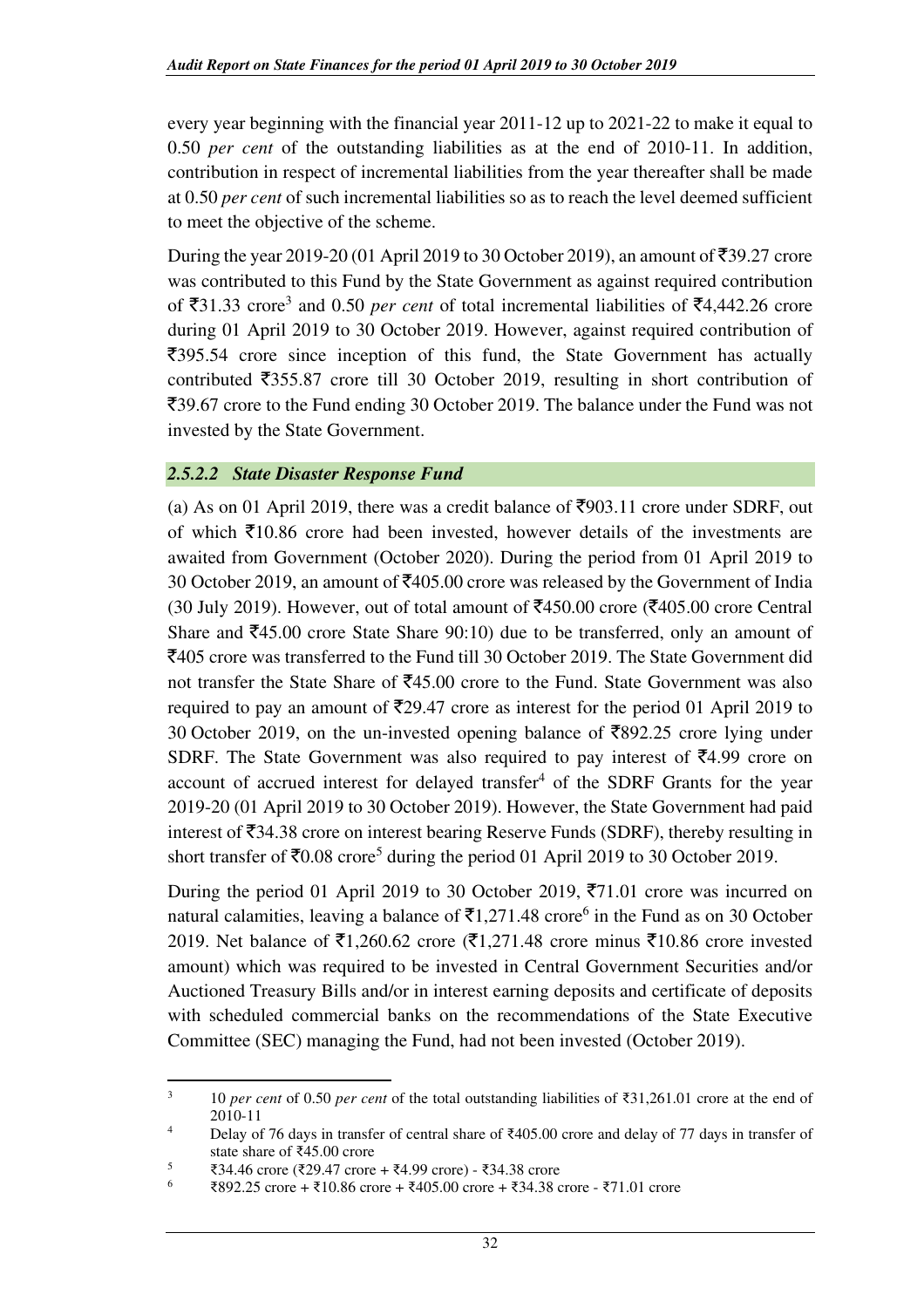every year beginning with the financial year 2011-12 up to 2021-22 to make it equal to 0.50 *per cent* of the outstanding liabilities as at the end of 2010-11. In addition, contribution in respect of incremental liabilities from the year thereafter shall be made at 0.50 *per cent* of such incremental liabilities so as to reach the level deemed sufficient to meet the objective of the scheme.

During the year 2019-20 (01 April 2019 to 30 October 2019), an amount of ₹39.27 crore was contributed to this Fund by the State Government as against required contribution of ₹31.33 crore[3] and 0.50 *per cent* of total incremental liabilities of ₹4,442.26 crore during 01 April 2019 to 30 October 2019. However, against required contribution of ₹395.54 crore since inception of this fund, the State Government has actually contributed ₹355.87 crore till 30 October 2019, resulting in short contribution of ₹39.67 crore to the Fund ending 30 October 2019. The balance under the Fund was not invested by the State Government.

### *2.5.2.2 State Disaster Response Fund*

(a) As on 01 April 2019, there was a credit balance of ₹903.11 crore under SDRF, out of which ₹10.86 crore had been invested, however details of the investments are awaited from Government (October 2020). During the period from 01 April 2019 to 30 October 2019, an amount of ₹405.00 crore was released by the Government of India (30 July 2019). However, out of total amount of ₹450.00 crore (₹405.00 crore Central Share and ₹45.00 crore State Share 90:10) due to be transferred, only an amount of ₹405 crore was transferred to the Fund till 30 October 2019. The State Government did not transfer the State Share of ₹45.00 crore to the Fund. State Government was also required to pay an amount of ₹29.47 crore as interest for the period 01 April 2019 to 30 October 2019, on the un-invested opening balance of ₹892.25 crore lying under SDRF. The State Government was also required to pay interest of ₹4.99 crore on account of accrued interest for delayed transfer[4] of the SDRF Grants for the year 2019-20 (01 April 2019 to 30 October 2019). However, the State Government had paid interest of ₹34.38 crore on interest bearing Reserve Funds (SDRF), thereby resulting in short transfer of ₹0.08 crore[5] during the period 01 April 2019 to 30 October 2019.

During the period 01 April 2019 to 30 October 2019, ₹71.01 crore was incurred on natural calamities, leaving a balance of ₹1,271.48 crore[6] in the Fund as on 30 October 2019. Net balance of ₹1,260.62 crore (₹1,271.48 crore minus ₹10.86 crore invested amount) which was required to be invested in Central Government Securities and/or Auctioned Treasury Bills and/or in interest earning deposits and certificate of deposits with scheduled commercial banks on the recommendations of the State Executive Committee (SEC) managing the Fund, had not been invested (October 2019).

---

[3] 10 *per cent* of 0.50 *per cent* of the total outstanding liabilities of ₹31,261.01 crore at the end of 2010-11

[4] Delay of 76 days in transfer of central share of ₹405.00 crore and delay of 77 days in transfer of state share of ₹45.00 crore

[5] ₹34.46 crore (₹29.47 crore + ₹4.99 crore) - ₹34.38 crore

[6] ₹892.25 crore + ₹10.86 crore + ₹405.00 crore + ₹34.38 crore - ₹71.01 crore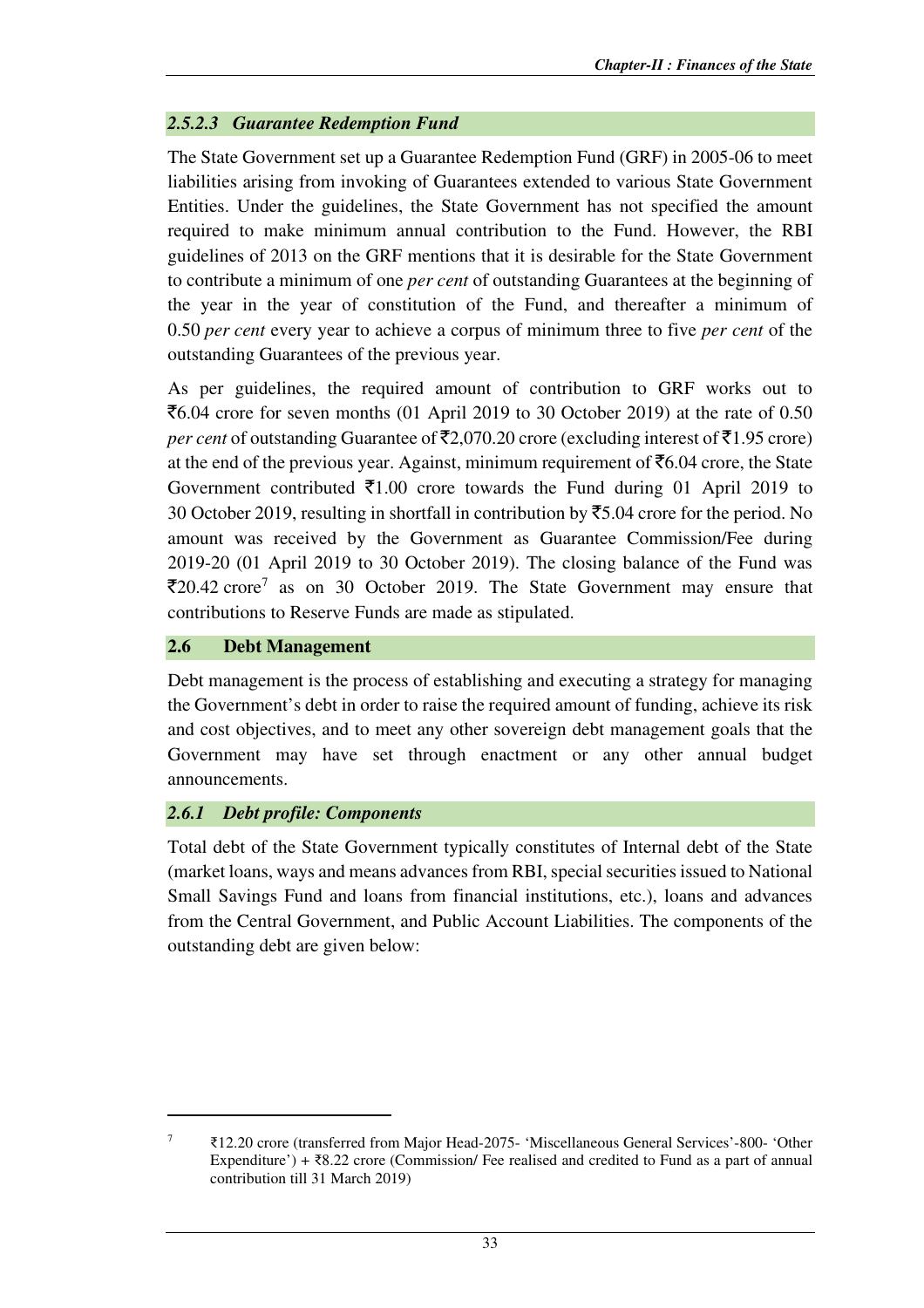#### *2.5.2.3 Guarantee Redemption Fund*

The State Government set up a Guarantee Redemption Fund (GRF) in 2005-06 to meet liabilities arising from invoking of Guarantees extended to various State Government Entities. Under the guidelines, the State Government has not specified the amount required to make minimum annual contribution to the Fund. However, the RBI guidelines of 2013 on the GRF mentions that it is desirable for the State Government to contribute a minimum of one *per cent* of outstanding Guarantees at the beginning of the year in the year of constitution of the Fund, and thereafter a minimum of 0.50 *per cent* every year to achieve a corpus of minimum three to five *per cent* of the outstanding Guarantees of the previous year.

As per guidelines, the required amount of contribution to GRF works out to ₹6.04 crore for seven months (01 April 2019 to 30 October 2019) at the rate of 0.50 *per cent* of outstanding Guarantee of ₹2,070.20 crore (excluding interest of ₹1.95 crore) at the end of the previous year. Against, minimum requirement of ₹6.04 crore, the State Government contributed ₹1.00 crore towards the Fund during 01 April 2019 to 30 October 2019, resulting in shortfall in contribution by ₹5.04 crore for the period. No amount was received by the Government as Guarantee Commission/Fee during 2019-20 (01 April 2019 to 30 October 2019). The closing balance of the Fund was ₹20.42 crore[7] as on 30 October 2019. The State Government may ensure that contributions to Reserve Funds are made as stipulated.

## 2.6 Debt Management

Debt management is the process of establishing and executing a strategy for managing the Government's debt in order to raise the required amount of funding, achieve its risk and cost objectives, and to meet any other sovereign debt management goals that the Government may have set through enactment or any other annual budget announcements.

### *2.6.1 Debt profile: Components*

Total debt of the State Government typically constitutes of Internal debt of the State (market loans, ways and means advances from RBI, special securities issued to National Small Savings Fund and loans from financial institutions, etc.), loans and advances from the Central Government, and Public Account Liabilities. The components of the outstanding debt are given below:

---

[7] ₹12.20 crore (transferred from Major Head-2075- 'Miscellaneous General Services'-800- 'Other Expenditure') + ₹8.22 crore (Commission/ Fee realised and credited to Fund as a part of annual contribution till 31 March 2019)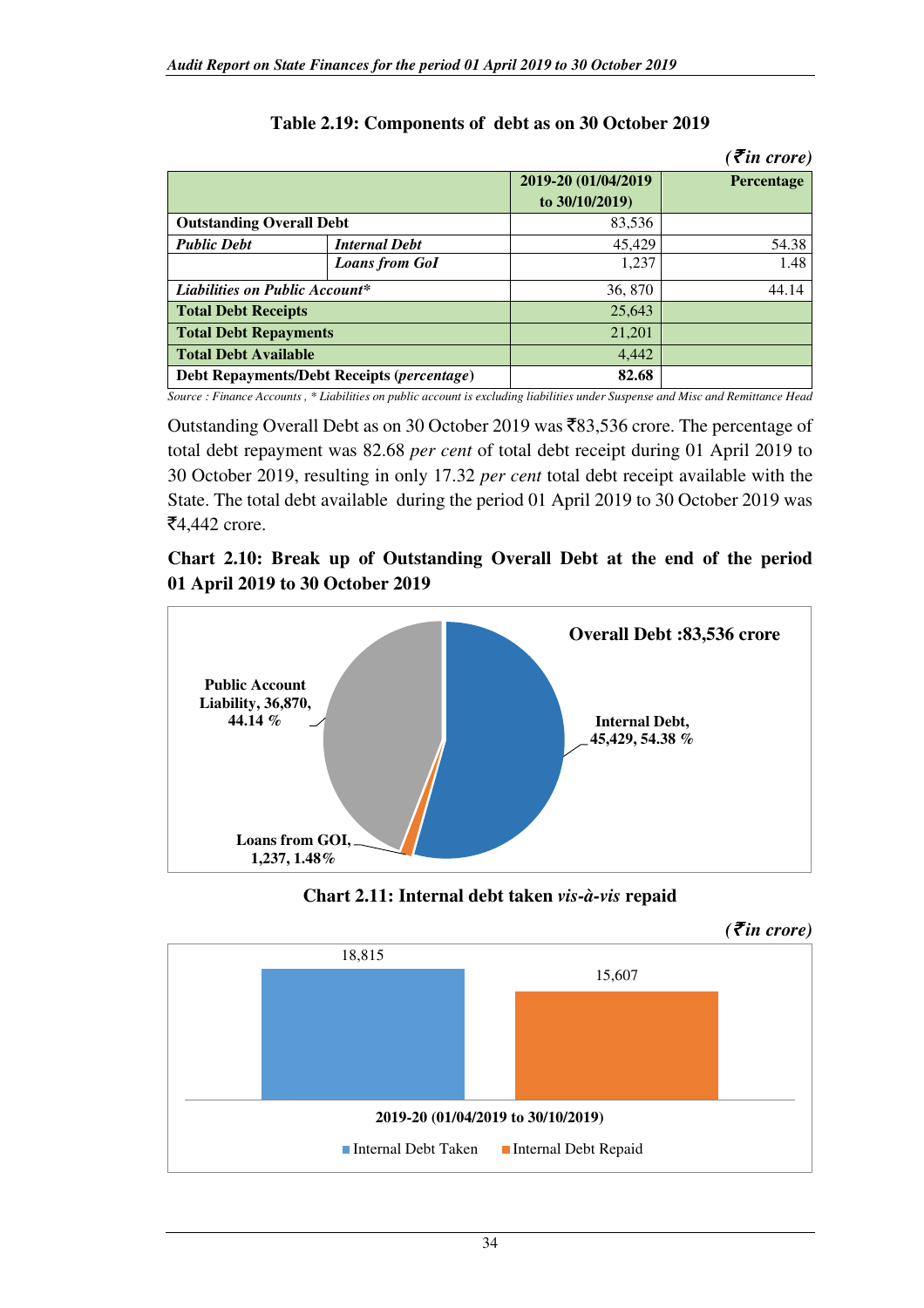**Table 2.19: Components of debt as on 30 October 2019**

*(₹in crore)*

| | | 2019-20 (01/04/2019 to 30/10/2019) | Percentage |
|---|---|---|---|
| **Outstanding Overall Debt** | | 83,536 | |
| ***Public Debt*** | ***Internal Debt*** | 45,429 | 54.38 |
| | ***Loans from GoI*** | 1,237 | 1.48 |
| ***Liabilities on Public Account**** | | 36, 870 | 44.14 |
| **Total Debt Receipts** | | 25,643 | |
| **Total Debt Repayments** | | 21,201 | |
| **Total Debt Available** | | 4,442 | |
| **Debt Repayments/Debt Receipts (*percentage*)** | | **82.68** | |

*Source : Finance Accounts , * Liabilities on public account is excluding liabilities under Suspense and Misc and Remittance Head*

Outstanding Overall Debt as on 30 October 2019 was ₹83,536 crore. The percentage of total debt repayment was 82.68 *per cent* of total debt receipt during 01 April 2019 to 30 October 2019, resulting in only 17.32 *per cent* total debt receipt available with the State. The total debt available during the period 01 April 2019 to 30 October 2019 was ₹4,442 crore.

**Chart 2.10: Break up of Outstanding Overall Debt at the end of the period 01 April 2019 to 30 October 2019**

**Overall Debt :83,536 crore**

- **Internal Debt, 45,429, 54.38 %**
- **Loans from GOI, 1,237, 1.48%**
- **Public Account Liability, 36,870, 44.14 %**

**Chart 2.11: Internal debt taken *vis-à-vis* repaid**

*(₹in crore)*

| 2019-20 (01/04/2019 to 30/10/2019) | |
|---|---|
| Internal Debt Taken | 18,815 |
| Internal Debt Repaid | 15,607 |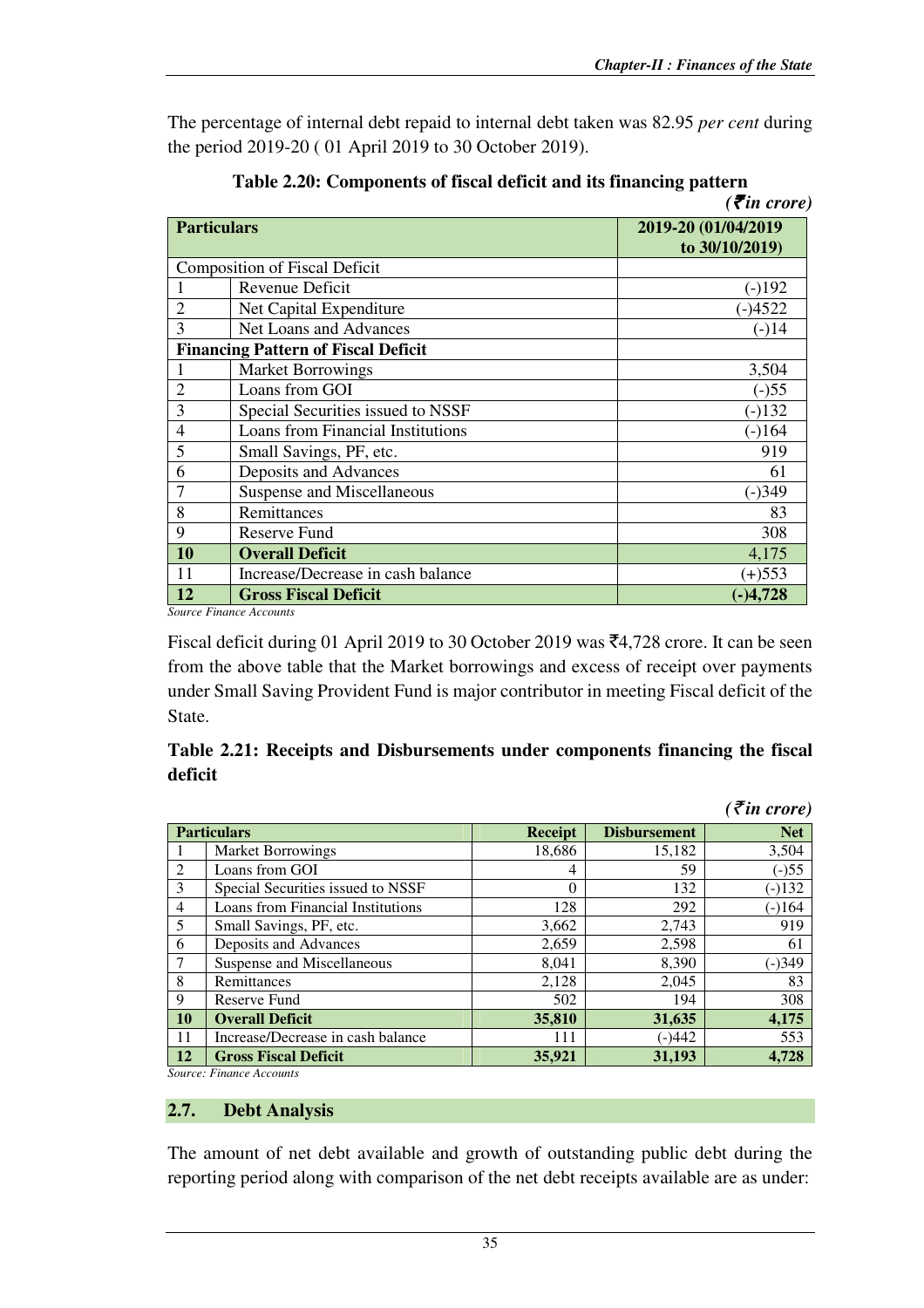The percentage of internal debt repaid to internal debt taken was 82.95 *per cent* during the period 2019-20 ( 01 April 2019 to 30 October 2019).

**Table 2.20: Components of fiscal deficit and its financing pattern**

*(₹in crore)*

| **Particulars** | | **2019-20 (01/04/2019 to 30/10/2019)** |
|---|---|---|
| Composition of Fiscal Deficit | | |
| 1 | Revenue Deficit | (-)192 |
| 2 | Net Capital Expenditure | (-)4522 |
| 3 | Net Loans and Advances | (-)14 |
| **Financing Pattern of Fiscal Deficit** | | |
| 1 | Market Borrowings | 3,504 |
| 2 | Loans from GOI | (-)55 |
| 3 | Special Securities issued to NSSF | (-)132 |
| 4 | Loans from Financial Institutions | (-)164 |
| 5 | Small Savings, PF, etc. | 919 |
| 6 | Deposits and Advances | 61 |
| 7 | Suspense and Miscellaneous | (-)349 |
| 8 | Remittances | 83 |
| 9 | Reserve Fund | 308 |
| **10** | **Overall Deficit** | 4,175 |
| 11 | Increase/Decrease in cash balance | (+)553 |
| **12** | **Gross Fiscal Deficit** | **(-)4,728** |

*Source Finance Accounts*

Fiscal deficit during 01 April 2019 to 30 October 2019 was ₹4,728 crore. It can be seen from the above table that the Market borrowings and excess of receipt over payments under Small Saving Provident Fund is major contributor in meeting Fiscal deficit of the State.

**Table 2.21: Receipts and Disbursements under components financing the fiscal deficit**

*(₹in crore)*

| **Particulars** | | **Receipt** | **Disbursement** | **Net** |
|---|---|---|---|---|
| 1 | Market Borrowings | 18,686 | 15,182 | 3,504 |
| 2 | Loans from GOI | 4 | 59 | (-)55 |
| 3 | Special Securities issued to NSSF | 0 | 132 | (-)132 |
| 4 | Loans from Financial Institutions | 128 | 292 | (-)164 |
| 5 | Small Savings, PF, etc. | 3,662 | 2,743 | 919 |
| 6 | Deposits and Advances | 2,659 | 2,598 | 61 |
| 7 | Suspense and Miscellaneous | 8,041 | 8,390 | (-)349 |
| 8 | Remittances | 2,128 | 2,045 | 83 |
| 9 | Reserve Fund | 502 | 194 | 308 |
| **10** | **Overall Deficit** | **35,810** | **31,635** | **4,175** |
| 11 | Increase/Decrease in cash balance | 111 | (-)442 | 553 |
| **12** | **Gross Fiscal Deficit** | **35,921** | **31,193** | **4,728** |

*Source: Finance Accounts*

## 2.7. Debt Analysis

The amount of net debt available and growth of outstanding public debt during the reporting period along with comparison of the net debt receipts available are as under: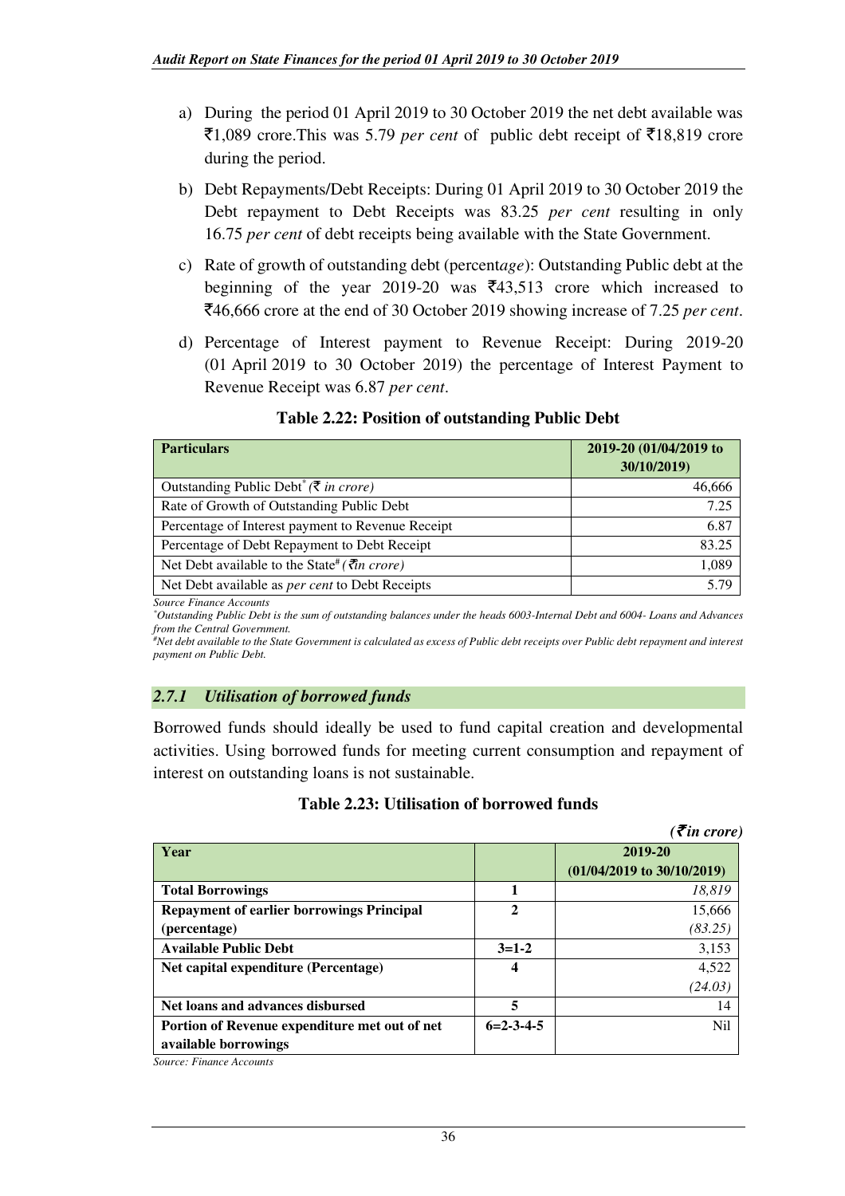a) During the period 01 April 2019 to 30 October 2019 the net debt available was ₹1,089 crore.This was 5.79 *per cent* of public debt receipt of ₹18,819 crore during the period.

b) Debt Repayments/Debt Receipts: During 01 April 2019 to 30 October 2019 the Debt repayment to Debt Receipts was 83.25 *per cent* resulting in only 16.75 *per cent* of debt receipts being available with the State Government.

c) Rate of growth of outstanding debt (percent*age*): Outstanding Public debt at the beginning of the year 2019-20 was ₹43,513 crore which increased to ₹46,666 crore at the end of 30 October 2019 showing increase of 7.25 *per cent*.

d) Percentage of Interest payment to Revenue Receipt: During 2019-20 (01 April 2019 to 30 October 2019) the percentage of Interest Payment to Revenue Receipt was 6.87 *per cent*.

**Table 2.22: Position of outstanding Public Debt**

| Particulars | 2019-20 (01/04/2019 to 30/10/2019) |
|---|---|
| Outstanding Public Debt* (₹ *in crore)* | 46,666 |
| Rate of Growth of Outstanding Public Debt | 7.25 |
| Percentage of Interest payment to Revenue Receipt | 6.87 |
| Percentage of Debt Repayment to Debt Receipt | 83.25 |
| Net Debt available to the State# (₹ *in crore)* | 1,089 |
| Net Debt available as *per cent* to Debt Receipts | 5.79 |

*Source Finance Accounts*

*\*Outstanding Public Debt is the sum of outstanding balances under the heads 6003-Internal Debt and 6004- Loans and Advances from the Central Government.*

*#Net debt available to the State Government is calculated as excess of Public debt receipts over Public debt repayment and interest payment on Public Debt.*

### *2.7.1 Utilisation of borrowed funds*

Borrowed funds should ideally be used to fund capital creation and developmental activities. Using borrowed funds for meeting current consumption and repayment of interest on outstanding loans is not sustainable.

**Table 2.23: Utilisation of borrowed funds**

*(₹ in crore)*

| Year | | 2019-20 (01/04/2019 to 30/10/2019) |
|---|---|---|
| **Total Borrowings** | **1** | *18,819* |
| **Repayment of earlier borrowings Principal (percentage)** | **2** | 15,666 *(83.25)* |
| **Available Public Debt** | **3=1-2** | 3,153 |
| **Net capital expenditure (Percentage)** | **4** | 4,522 *(24.03)* |
| **Net loans and advances disbursed** | **5** | 14 |
| **Portion of Revenue expenditure met out of net available borrowings** | **6=2-3-4-5** | Nil |

*Source: Finance Accounts*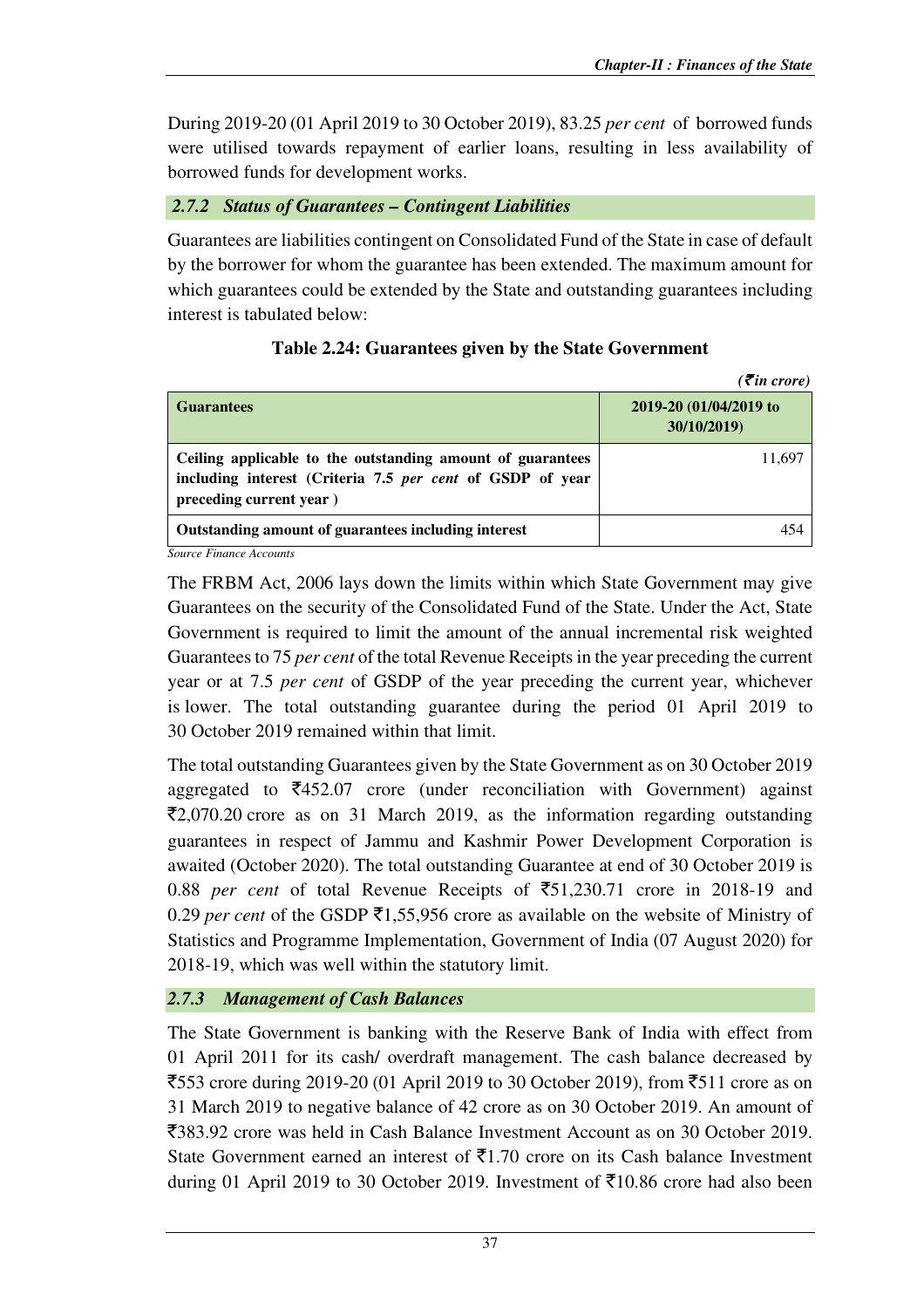During 2019-20 (01 April 2019 to 30 October 2019), 83.25 *per cent* of borrowed funds were utilised towards repayment of earlier loans, resulting in less availability of borrowed funds for development works.

### *2.7.2 Status of Guarantees – Contingent Liabilities*

Guarantees are liabilities contingent on Consolidated Fund of the State in case of default by the borrower for whom the guarantee has been extended. The maximum amount for which guarantees could be extended by the State and outstanding guarantees including interest is tabulated below:

**Table 2.24: Guarantees given by the State Government**

*(₹in crore)*

| **Guarantees** | **2019-20 (01/04/2019 to 30/10/2019)** |
|---|---|
| **Ceiling applicable to the outstanding amount of guarantees including interest (Criteria 7.5 *per cent* of GSDP of year preceding current year )** | 11,697 |
| **Outstanding amount of guarantees including interest** | 454 |

*Source Finance Accounts*

The FRBM Act, 2006 lays down the limits within which State Government may give Guarantees on the security of the Consolidated Fund of the State. Under the Act, State Government is required to limit the amount of the annual incremental risk weighted Guarantees to 75 *per cent* of the total Revenue Receipts in the year preceding the current year or at 7.5 *per cent* of GSDP of the year preceding the current year, whichever is lower. The total outstanding guarantee during the period 01 April 2019 to 30 October 2019 remained within that limit.

The total outstanding Guarantees given by the State Government as on 30 October 2019 aggregated to ₹452.07 crore (under reconciliation with Government) against ₹2,070.20 crore as on 31 March 2019, as the information regarding outstanding guarantees in respect of Jammu and Kashmir Power Development Corporation is awaited (October 2020). The total outstanding Guarantee at end of 30 October 2019 is 0.88 *per cent* of total Revenue Receipts of ₹51,230.71 crore in 2018-19 and 0.29 *per cent* of the GSDP ₹1,55,956 crore as available on the website of Ministry of Statistics and Programme Implementation, Government of India (07 August 2020) for 2018-19, which was well within the statutory limit.

### *2.7.3 Management of Cash Balances*

The State Government is banking with the Reserve Bank of India with effect from 01 April 2011 for its cash/ overdraft management. The cash balance decreased by ₹553 crore during 2019-20 (01 April 2019 to 30 October 2019), from ₹511 crore as on 31 March 2019 to negative balance of 42 crore as on 30 October 2019. An amount of ₹383.92 crore was held in Cash Balance Investment Account as on 30 October 2019. State Government earned an interest of ₹1.70 crore on its Cash balance Investment during 01 April 2019 to 30 October 2019. Investment of ₹10.86 crore had also been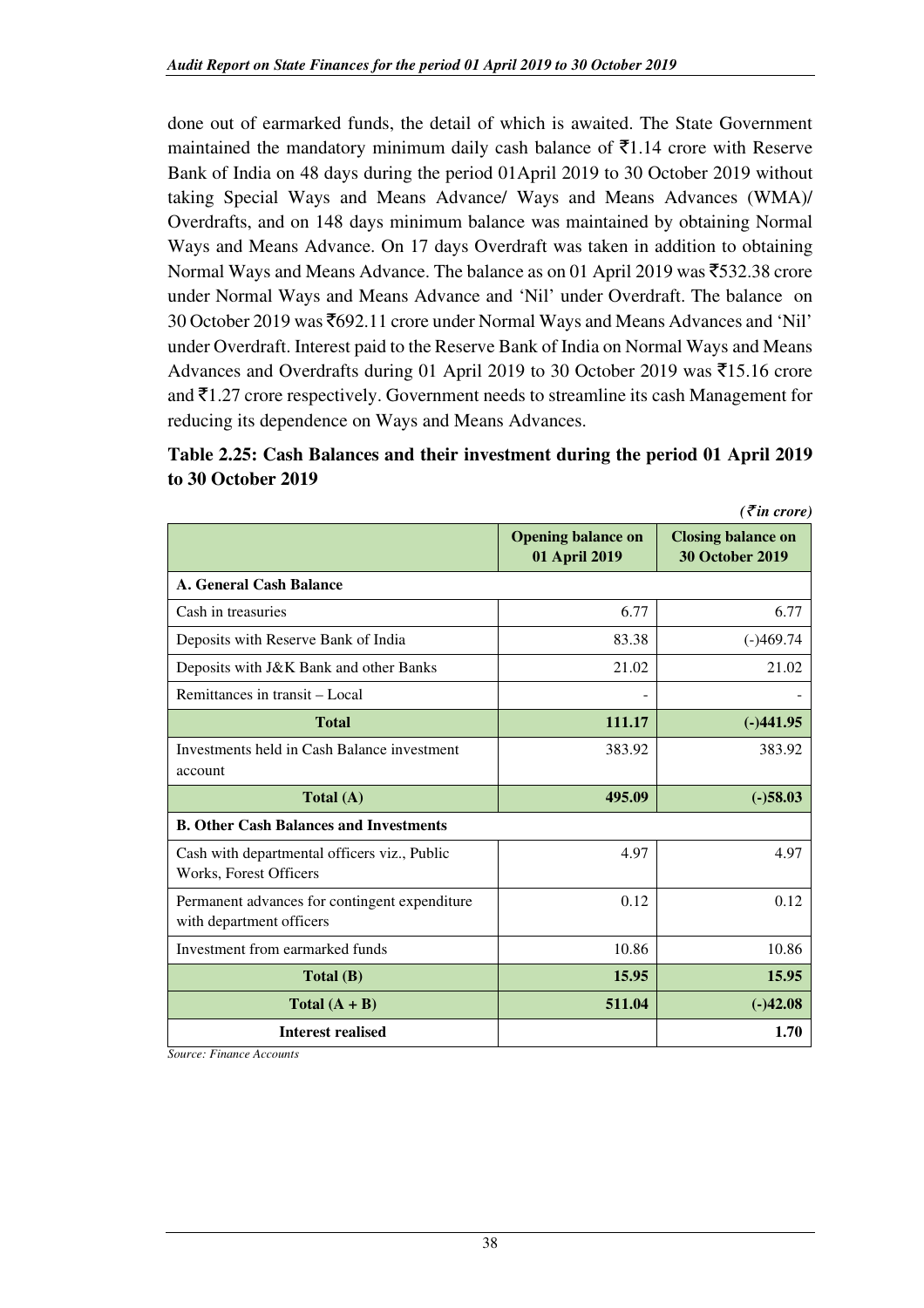done out of earmarked funds, the detail of which is awaited. The State Government maintained the mandatory minimum daily cash balance of ₹1.14 crore with Reserve Bank of India on 48 days during the period 01April 2019 to 30 October 2019 without taking Special Ways and Means Advance/ Ways and Means Advances (WMA)/ Overdrafts, and on 148 days minimum balance was maintained by obtaining Normal Ways and Means Advance. On 17 days Overdraft was taken in addition to obtaining Normal Ways and Means Advance. The balance as on 01 April 2019 was ₹532.38 crore under Normal Ways and Means Advance and 'Nil' under Overdraft. The balance on 30 October 2019 was ₹692.11 crore under Normal Ways and Means Advances and 'Nil' under Overdraft. Interest paid to the Reserve Bank of India on Normal Ways and Means Advances and Overdrafts during 01 April 2019 to 30 October 2019 was ₹15.16 crore and ₹1.27 crore respectively. Government needs to streamline its cash Management for reducing its dependence on Ways and Means Advances.

**Table 2.25: Cash Balances and their investment during the period 01 April 2019 to 30 October 2019**

*(₹in crore)*

| | Opening balance on 01 April 2019 | Closing balance on 30 October 2019 |
|---|---|---|
| **A. General Cash Balance** | | |
| Cash in treasuries | 6.77 | 6.77 |
| Deposits with Reserve Bank of India | 83.38 | (-)469.74 |
| Deposits with J&K Bank and other Banks | 21.02 | 21.02 |
| Remittances in transit – Local | - | - |
| **Total** | **111.17** | **(-)441.95** |
| Investments held in Cash Balance investment account | 383.92 | 383.92 |
| **Total (A)** | **495.09** | **(-)58.03** |
| **B. Other Cash Balances and Investments** | | |
| Cash with departmental officers viz., Public Works, Forest Officers | 4.97 | 4.97 |
| Permanent advances for contingent expenditure with department officers | 0.12 | 0.12 |
| Investment from earmarked funds | 10.86 | 10.86 |
| **Total (B)** | **15.95** | **15.95** |
| **Total (A + B)** | **511.04** | **(-)42.08** |
| **Interest realised** | | **1.70** |

*Source: Finance Accounts*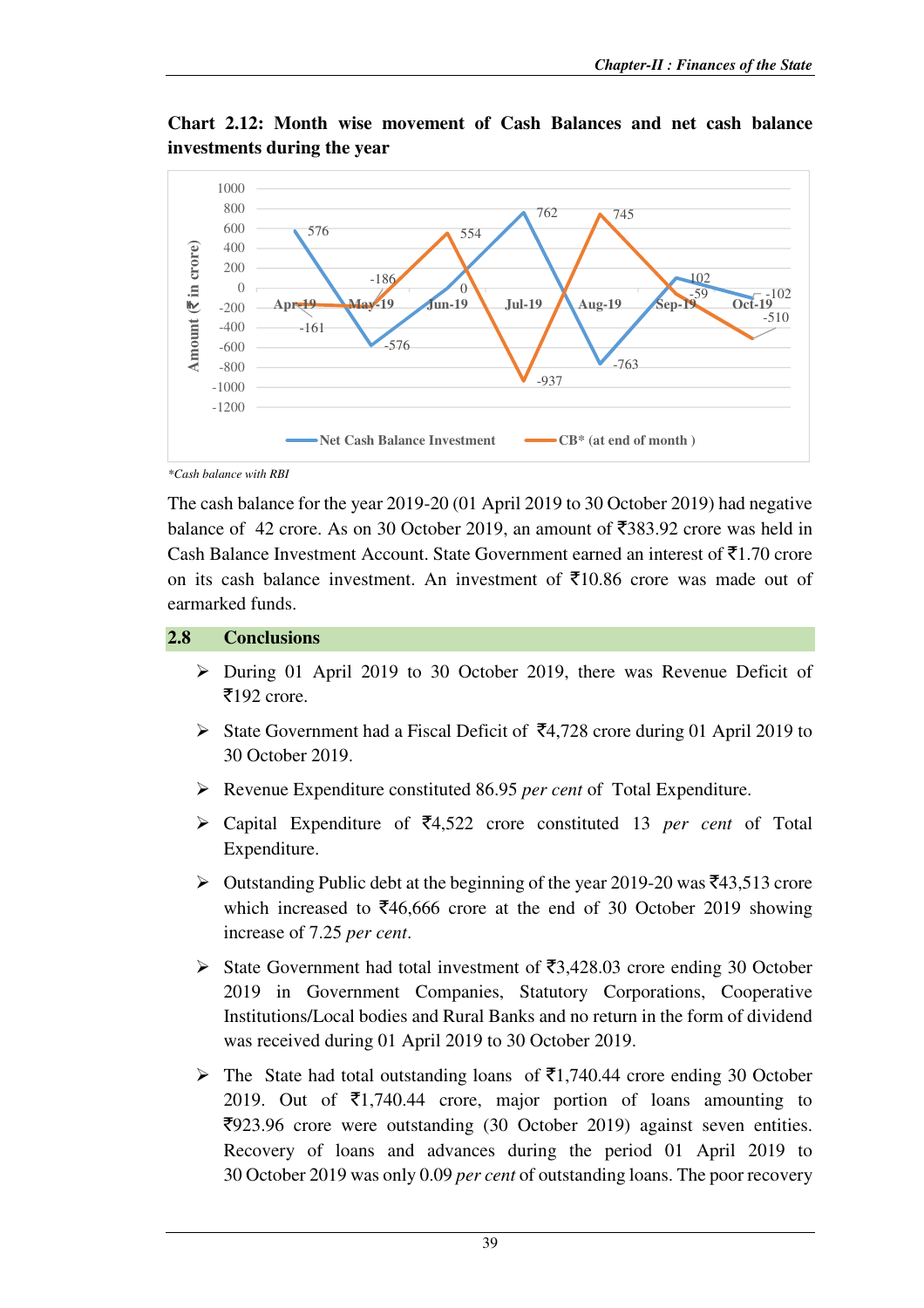**Chart 2.12: Month wise movement of Cash Balances and net cash balance investments during the year**

| Month | Net Cash Balance Investment (₹ in crore) | CB* (at end of month) (₹ in crore) |
|---|---|---|
| Apr-19 | 576 | -161 |
| May-19 | -576 | -186 |
| Jun-19 | 0 | 554 |
| Jul-19 | 762 | -937 |
| Aug-19 | -763 | 745 |
| Sep-19 | 102 | -59 |
| Oct-19 | -102 | -510 |

*\*Cash balance with RBI*

The cash balance for the year 2019-20 (01 April 2019 to 30 October 2019) had negative balance of 42 crore. As on 30 October 2019, an amount of ₹383.92 crore was held in Cash Balance Investment Account. State Government earned an interest of ₹1.70 crore on its cash balance investment. An investment of ₹10.86 crore was made out of earmarked funds.

## 2.8 Conclusions

- During 01 April 2019 to 30 October 2019, there was Revenue Deficit of ₹192 crore.
- State Government had a Fiscal Deficit of ₹4,728 crore during 01 April 2019 to 30 October 2019.
- Revenue Expenditure constituted 86.95 *per cent* of Total Expenditure.
- Capital Expenditure of ₹4,522 crore constituted 13 *per cent* of Total Expenditure.
- Outstanding Public debt at the beginning of the year 2019-20 was ₹43,513 crore which increased to ₹46,666 crore at the end of 30 October 2019 showing increase of 7.25 *per cent*.
- State Government had total investment of ₹3,428.03 crore ending 30 October 2019 in Government Companies, Statutory Corporations, Cooperative Institutions/Local bodies and Rural Banks and no return in the form of dividend was received during 01 April 2019 to 30 October 2019.
- The State had total outstanding loans of ₹1,740.44 crore ending 30 October 2019. Out of ₹1,740.44 crore, major portion of loans amounting to ₹923.96 crore were outstanding (30 October 2019) against seven entities. Recovery of loans and advances during the period 01 April 2019 to 30 October 2019 was only 0.09 *per cent* of outstanding loans. The poor recovery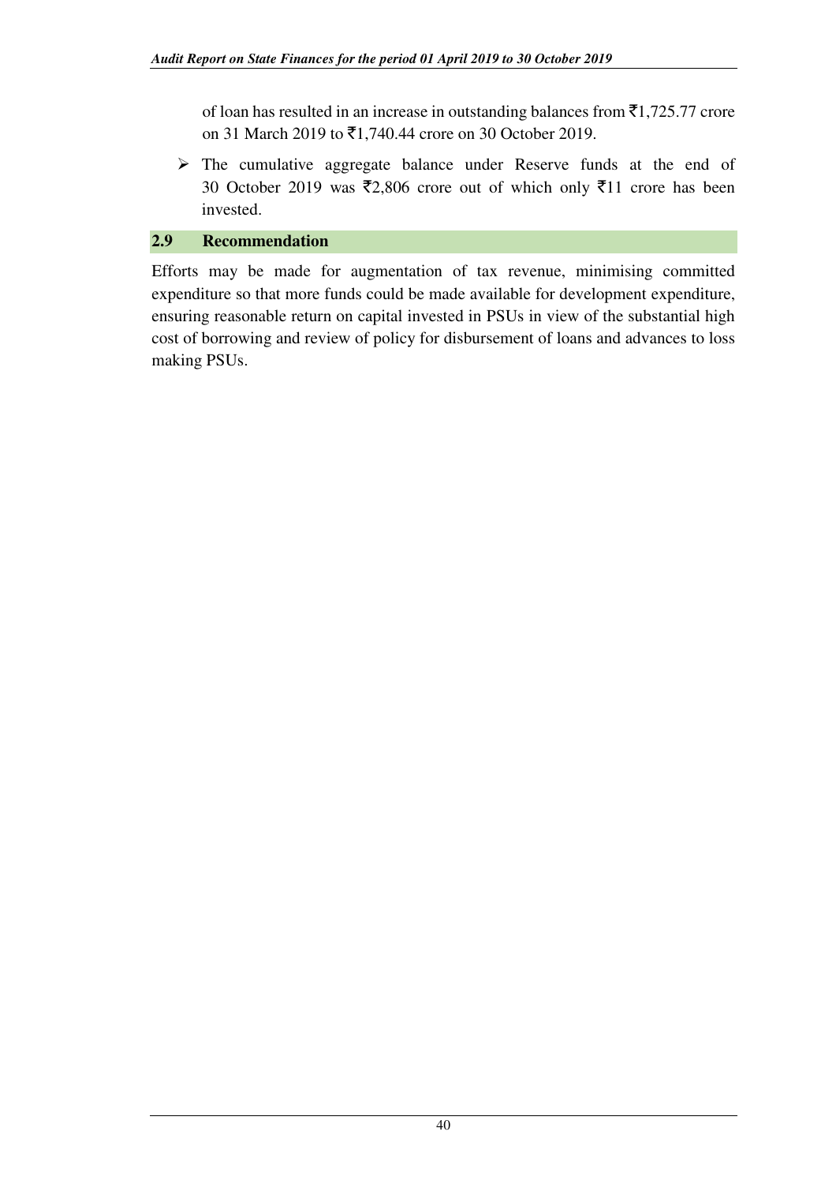of loan has resulted in an increase in outstanding balances from ₹1,725.77 crore on 31 March 2019 to ₹1,740.44 crore on 30 October 2019.

- The cumulative aggregate balance under Reserve funds at the end of 30 October 2019 was ₹2,806 crore out of which only ₹11 crore has been invested.

## 2.9 Recommendation

Efforts may be made for augmentation of tax revenue, minimising committed expenditure so that more funds could be made available for development expenditure, ensuring reasonable return on capital invested in PSUs in view of the substantial high cost of borrowing and review of policy for disbursement of loans and advances to loss making PSUs.